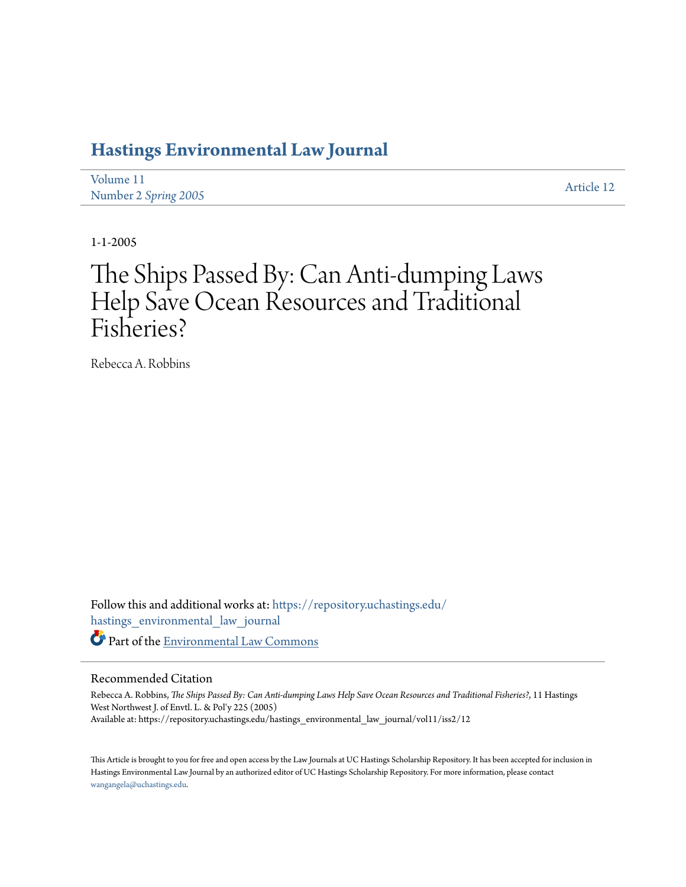# Hastings Environmental Law Journal

Volume 11
Number 2 *Spring 2005*

Article 12

1-1-2005

# The Ships Passed By: Can Anti-dumping Laws Help Save Ocean Resources and Traditional Fisheries?

Rebecca A. Robbins

Follow this and additional works at: https://repository.uchastings.edu/hastings_environmental_law_journal

Part of the Environmental Law Commons

## Recommended Citation

Rebecca A. Robbins, *The Ships Passed By: Can Anti-dumping Laws Help Save Ocean Resources and Traditional Fisheries?*, 11 Hastings West Northwest J. of Envtl. L. & Pol'y 225 (2005)
Available at: https://repository.uchastings.edu/hastings_environmental_law_journal/vol11/iss2/12

This Article is brought to you for free and open access by the Law Journals at UC Hastings Scholarship Repository. It has been accepted for inclusion in Hastings Environmental Law Journal by an authorized editor of UC Hastings Scholarship Repository. For more information, please contact wangangela@uchastings.edu.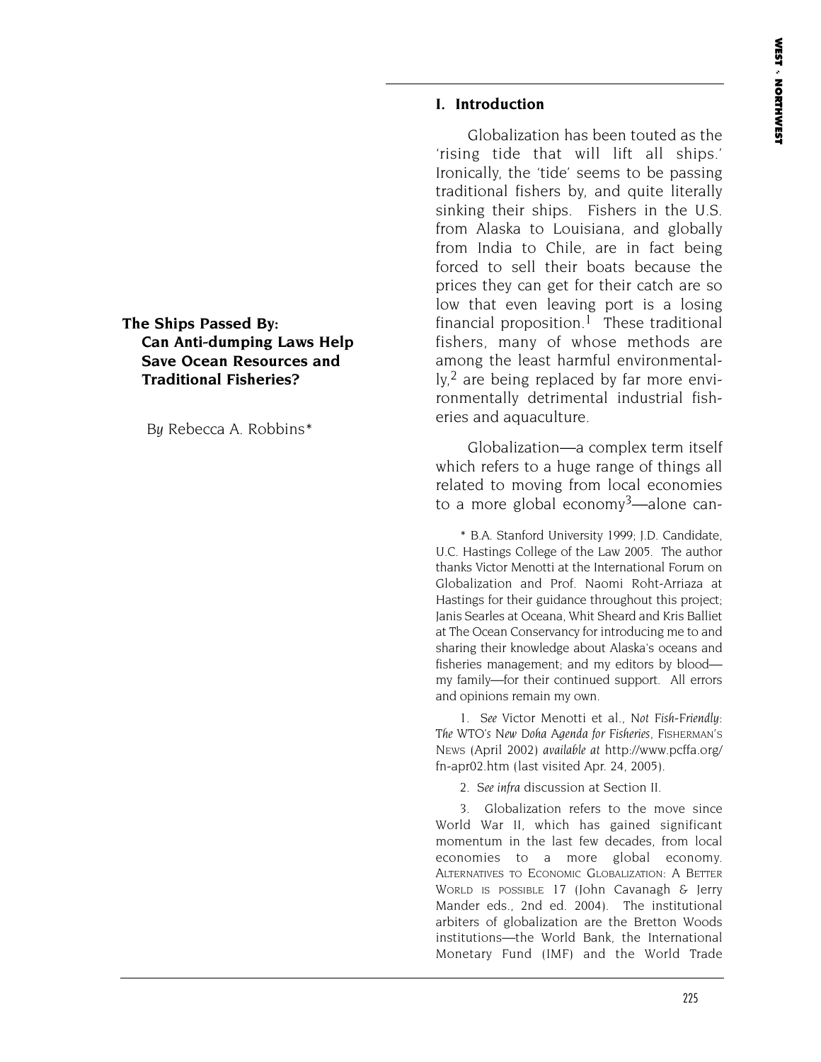# The Ships Passed By: Can Anti-dumping Laws Help Save Ocean Resources and Traditional Fisheries?

By Rebecca A. Robbins*

## I. Introduction

Globalization has been touted as the 'rising tide that will lift all ships.' Ironically, the 'tide' seems to be passing traditional fishers by, and quite literally sinking their ships. Fishers in the U.S. from Alaska to Louisiana, and globally from India to Chile, are in fact being forced to sell their boats because the prices they can get for their catch are so low that even leaving port is a losing financial proposition.[1] These traditional fishers, many of whose methods are among the least harmful environmentally,[2] are being replaced by far more environmentally detrimental industrial fisheries and aquaculture.

Globalization—a complex term itself which refers to a huge range of things all related to moving from local economies to a more global economy[3]—alone can-

\* B.A. Stanford University 1999; J.D. Candidate, U.C. Hastings College of the Law 2005. The author thanks Victor Menotti at the International Forum on Globalization and Prof. Naomi Roht-Arriaza at Hastings for their guidance throughout this project; Janis Searles at Oceana, Whit Sheard and Kris Balliet at The Ocean Conservancy for introducing me to and sharing their knowledge about Alaska's oceans and fisheries management; and my editors by blood—my family—for their continued support. All errors and opinions remain my own.

1. *See* Victor Menotti et al., *Not Fish-Friendly: The WTO's New Doha Agenda for Fisheries*, FISHERMAN'S NEWS (April 2002) *available at* http://www.pcffa.org/fn-apr02.htm (last visited Apr. 24, 2005).

2. *See infra* discussion at Section II.

3. Globalization refers to the move since World War II, which has gained significant momentum in the last few decades, from local economies to a more global economy. ALTERNATIVES TO ECONOMIC GLOBALIZATION: A BETTER WORLD IS POSSIBLE 17 (John Cavanagh & Jerry Mander eds., 2nd ed. 2004). The institutional arbiters of globalization are the Bretton Woods institutions—the World Bank, the International Monetary Fund (IMF) and the World Trade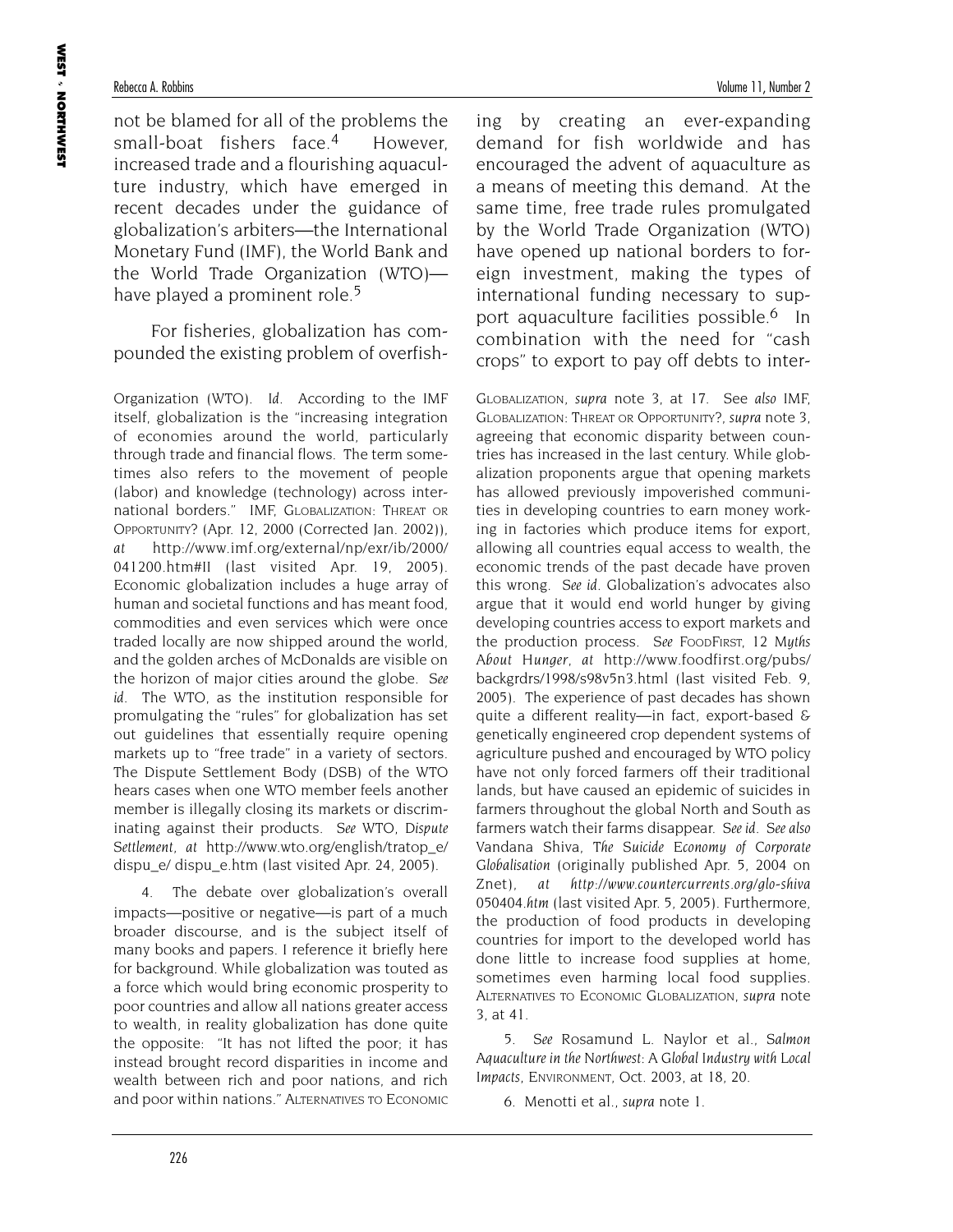not be blamed for all of the problems the small-boat fishers face.[4] However, increased trade and a flourishing aquaculture industry, which have emerged in recent decades under the guidance of globalization's arbiters—the International Monetary Fund (IMF), the World Bank and the World Trade Organization (WTO)—have played a prominent role.[5]

For fisheries, globalization has compounded the existing problem of overfishing by creating an ever-expanding demand for fish worldwide and has encouraged the advent of aquaculture as a means of meeting this demand. At the same time, free trade rules promulgated by the World Trade Organization (WTO) have opened up national borders to foreign investment, making the types of international funding necessary to support aquaculture facilities possible.[6] In combination with the need for "cash crops" to export to pay off debts to inter-

---

Organization (WTO). *Id.* According to the IMF itself, globalization is the "increasing integration of economies around the world, particularly through trade and financial flows. The term sometimes also refers to the movement of people (labor) and knowledge (technology) across international borders." IMF, GLOBALIZATION: THREAT OR OPPORTUNITY? (Apr. 12, 2000 (Corrected Jan. 2002)), *at* http://www.imf.org/external/np/exr/ib/2000/041200.htm#II (last visited Apr. 19, 2005). Economic globalization includes a huge array of human and societal functions and has meant food, commodities and even services which were once traded locally are now shipped around the world, and the golden arches of McDonalds are visible on the horizon of major cities around the globe. *See id.* The WTO, as the institution responsible for promulgating the "rules" for globalization has set out guidelines that essentially require opening markets up to "free trade" in a variety of sectors. The Dispute Settlement Body (DSB) of the WTO hears cases when one WTO member feels another member is illegally closing its markets or discriminating against their products. *See* WTO, *Dispute Settlement*, *at* http://www.wto.org/english/tratop_e/dispu_e/ dispu_e.htm (last visited Apr. 24, 2005).

4. The debate over globalization's overall impacts—positive or negative—is part of a much broader discourse, and is the subject itself of many books and papers. I reference it briefly here for background. While globalization was touted as a force which would bring economic prosperity to poor countries and allow all nations greater access to wealth, in reality globalization has done quite the opposite: "It has not lifted the poor; it has instead brought record disparities in income and wealth between rich and poor nations, and rich and poor within nations." ALTERNATIVES TO ECONOMIC GLOBALIZATION, *supra* note 3, at 17. *See also* IMF, GLOBALIZATION: THREAT OR OPPORTUNITY?, *supra* note 3, agreeing that economic disparity between countries has increased in the last century. While globalization proponents argue that opening markets has allowed previously impoverished communities in developing countries to earn money working in factories which produce items for export, allowing all countries equal access to wealth, the economic trends of the past decade have proven this wrong. *See id.* Globalization's advocates also argue that it would end world hunger by giving developing countries access to export markets and the production process. *See* FOODFIRST, 12 *Myths About Hunger*, *at* http://www.foodfirst.org/pubs/backgrdrs/1998/s98v5n3.html (last visited Feb. 9, 2005). The experience of past decades has shown quite a different reality—in fact, export-based & genetically engineered crop dependent systems of agriculture pushed and encouraged by WTO policy have not only forced farmers off their traditional lands, but have caused an epidemic of suicides in farmers throughout the global North and South as farmers watch their farms disappear. *See id.* *See also* Vandana Shiva, *The Suicide Economy of Corporate Globalisation* (originally published Apr. 5, 2004 on Znet), *at http://www.countercurrents.org/glo-shiva 050404.htm* (last visited Apr. 5, 2005). Furthermore, the production of food products in developing countries for import to the developed world has done little to increase food supplies at home, sometimes even harming local food supplies. ALTERNATIVES TO ECONOMIC GLOBALIZATION, *supra* note 3, at 41.

5. *See* Rosamund L. Naylor et al., *Salmon Aquaculture in the Northwest: A Global Industry with Local Impacts*, ENVIRONMENT, Oct. 2003, at 18, 20.

6. Menotti et al., *supra* note 1.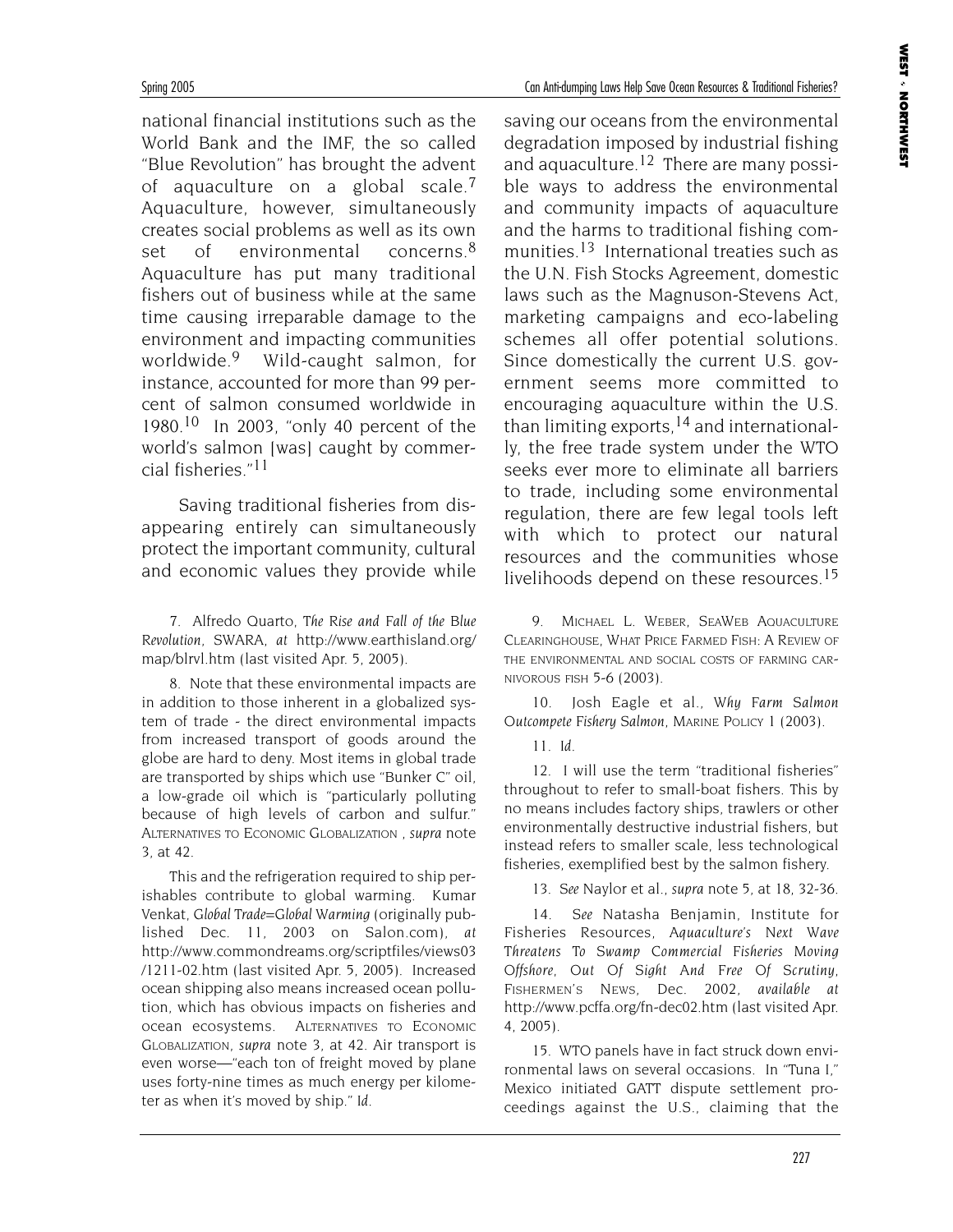national financial institutions such as the World Bank and the IMF, the so called "Blue Revolution" has brought the advent of aquaculture on a global scale.[7] Aquaculture, however, simultaneously creates social problems as well as its own set of environmental concerns.[8] Aquaculture has put many traditional fishers out of business while at the same time causing irreparable damage to the environment and impacting communities worldwide.[9] Wild-caught salmon, for instance, accounted for more than 99 percent of salmon consumed worldwide in 1980.[10] In 2003, "only 40 percent of the world's salmon [was] caught by commercial fisheries."[11]

Saving traditional fisheries from disappearing entirely can simultaneously protect the important community, cultural and economic values they provide while saving our oceans from the environmental degradation imposed by industrial fishing and aquaculture.[12] There are many possible ways to address the environmental and community impacts of aquaculture and the harms to traditional fishing communities.[13] International treaties such as the U.N. Fish Stocks Agreement, domestic laws such as the Magnuson-Stevens Act, marketing campaigns and eco-labeling schemes all offer potential solutions. Since domestically the current U.S. government seems more committed to encouraging aquaculture within the U.S. than limiting exports,[14] and internationally, the free trade system under the WTO seeks ever more to eliminate all barriers to trade, including some environmental regulation, there are few legal tools left with which to protect our natural resources and the communities whose livelihoods depend on these resources.[15]

7. Alfredo Quarto, *The Rise and Fall of the Blue Revolution*, SWARA, *at* http://www.earthisland.org/map/blrvl.htm (last visited Apr. 5, 2005).

8. Note that these environmental impacts are in addition to those inherent in a globalized system of trade - the direct environmental impacts from increased transport of goods around the globe are hard to deny. Most items in global trade are transported by ships which use "Bunker C" oil, a low-grade oil which is "particularly polluting because of high levels of carbon and sulfur." ALTERNATIVES TO ECONOMIC GLOBALIZATION , *supra* note 3, at 42.

This and the refrigeration required to ship perishables contribute to global warming. Kumar Venkat, *Global Trade=Global Warming* (originally published Dec. 11, 2003 on Salon.com), *at* http://www.commondreams.org/scriptfiles/views03/1211-02.htm (last visited Apr. 5, 2005). Increased ocean shipping also means increased ocean pollution, which has obvious impacts on fisheries and ocean ecosystems. ALTERNATIVES TO ECONOMIC GLOBALIZATION, *supra* note 3, at 42. Air transport is even worse—"each ton of freight moved by plane uses forty-nine times as much energy per kilometer as when it's moved by ship." *Id.*

9. MICHAEL L. WEBER, SEAWEB AQUACULTURE CLEARINGHOUSE, WHAT PRICE FARMED FISH: A REVIEW OF THE ENVIRONMENTAL AND SOCIAL COSTS OF FARMING CARNIVOROUS FISH 5-6 (2003).

10. Josh Eagle et al., *Why Farm Salmon Outcompete Fishery Salmon*, MARINE POLICY 1 (2003).

11. *Id.*

12. I will use the term "traditional fisheries" throughout to refer to small-boat fishers. This by no means includes factory ships, trawlers or other environmentally destructive industrial fishers, but instead refers to smaller scale, less technological fisheries, exemplified best by the salmon fishery.

13. *See* Naylor et al., *supra* note 5, at 18, 32-36.

14. *See* Natasha Benjamin, Institute for Fisheries Resources, *Aquaculture's Next Wave Threatens To Swamp Commercial Fisheries Moving Offshore, Out Of Sight And Free Of Scrutiny*, FISHERMEN'S NEWS, Dec. 2002, *available at* http://www.pcffa.org/fn-dec02.htm (last visited Apr. 4, 2005).

15. WTO panels have in fact struck down environmental laws on several occasions. In "Tuna I," Mexico initiated GATT dispute settlement proceedings against the U.S., claiming that the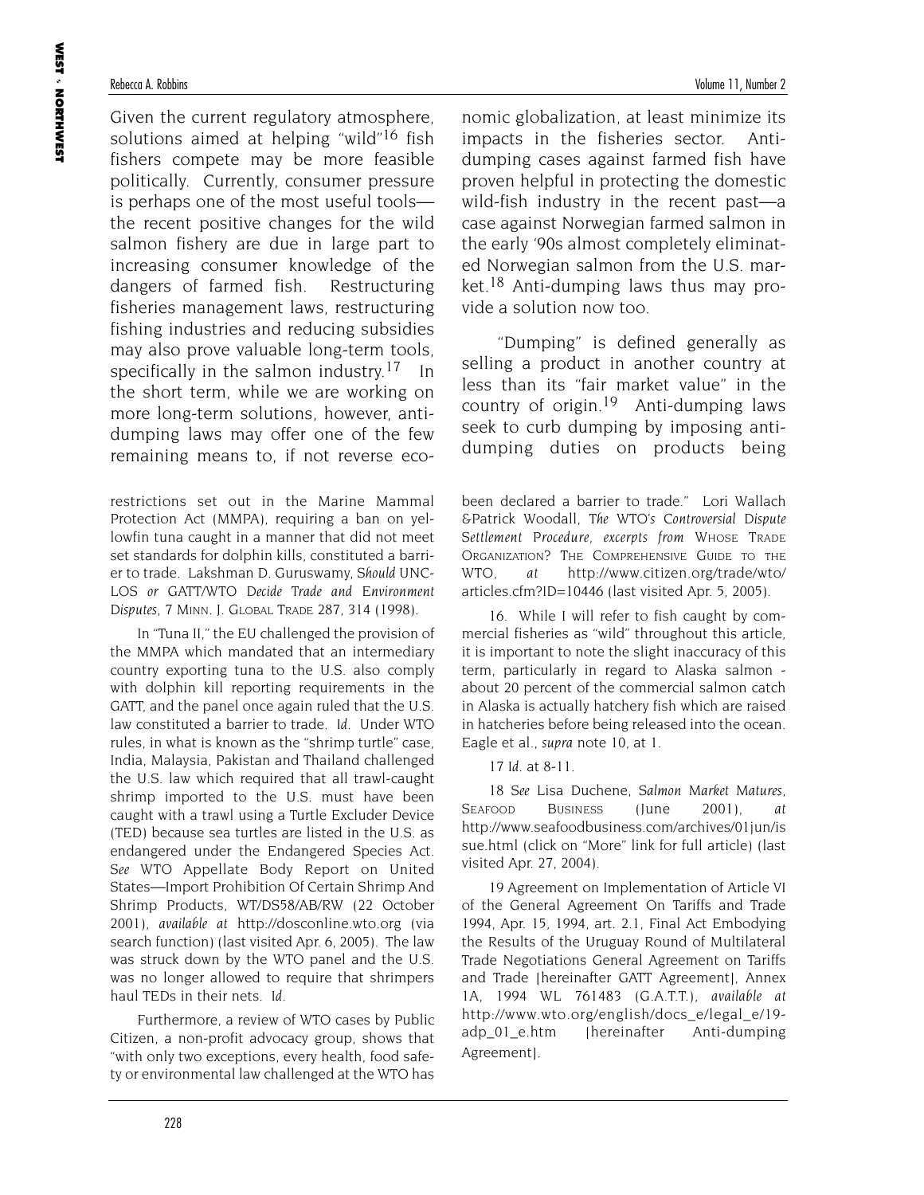Given the current regulatory atmosphere, solutions aimed at helping "wild"[16] fish fishers compete may be more feasible politically. Currently, consumer pressure is perhaps one of the most useful tools—the recent positive changes for the wild salmon fishery are due in large part to increasing consumer knowledge of the dangers of farmed fish. Restructuring fisheries management laws, restructuring fishing industries and reducing subsidies may also prove valuable long-term tools, specifically in the salmon industry.[17] In the short term, while we are working on more long-term solutions, however, anti-dumping laws may offer one of the few remaining means to, if not reverse economic globalization, at least minimize its impacts in the fisheries sector. Anti-dumping cases against farmed fish have proven helpful in protecting the domestic wild-fish industry in the recent past—a case against Norwegian farmed salmon in the early '90s almost completely eliminated Norwegian salmon from the U.S. market.[18] Anti-dumping laws thus may provide a solution now too.

"Dumping" is defined generally as selling a product in another country at less than its "fair market value" in the country of origin.[19] Anti-dumping laws seek to curb dumping by imposing anti-dumping duties on products being

---

restrictions set out in the Marine Mammal Protection Act (MMPA), requiring a ban on yellowfin tuna caught in a manner that did not meet set standards for dolphin kills, constituted a barrier to trade. Lakshman D. Guruswamy, *Should UNCLOS or GATT/WTO Decide Trade and Environment Disputes*, 7 MINN. J. GLOBAL TRADE 287, 314 (1998).

In "Tuna II," the EU challenged the provision of the MMPA which mandated that an intermediary country exporting tuna to the U.S. also comply with dolphin kill reporting requirements in the GATT, and the panel once again ruled that the U.S. law constituted a barrier to trade. *Id.* Under WTO rules, in what is known as the "shrimp turtle" case, India, Malaysia, Pakistan and Thailand challenged the U.S. law which required that all trawl-caught shrimp imported to the U.S. must have been caught with a trawl using a Turtle Excluder Device (TED) because sea turtles are listed in the U.S. as endangered under the Endangered Species Act. *See* WTO Appellate Body Report on United States—Import Prohibition Of Certain Shrimp And Shrimp Products, WT/DS58/AB/RW (22 October 2001), *available at* http://dosconline.wto.org (via search function) (last visited Apr. 6, 2005). The law was struck down by the WTO panel and the U.S. was no longer allowed to require that shrimpers haul TEDs in their nets. *Id.*

Furthermore, a review of WTO cases by Public Citizen, a non-profit advocacy group, shows that "with only two exceptions, every health, food safety or environmental law challenged at the WTO has been declared a barrier to trade." Lori Wallach &Patrick Woodall, *The WTO's Controversial Dispute Settlement Procedure, excerpts from* WHOSE TRADE ORGANIZATION? THE COMPREHENSIVE GUIDE TO THE WTO, *at* http://www.citizen.org/trade/wto/articles.cfm?ID=10446 (last visited Apr. 5, 2005).

16. While I will refer to fish caught by commercial fisheries as "wild" throughout this article, it is important to note the slight inaccuracy of this term, particularly in regard to Alaska salmon - about 20 percent of the commercial salmon catch in Alaska is actually hatchery fish which are raised in hatcheries before being released into the ocean. Eagle et al., *supra* note 10, at 1.

17 *Id.* at 8-11.

18 *See* Lisa Duchene, *Salmon Market Matures*, SEAFOOD BUSINESS (June 2001), *at* http://www.seafoodbusiness.com/archives/01jun/issue.html (click on "More" link for full article) (last visited Apr. 27, 2004).

19 Agreement on Implementation of Article VI of the General Agreement On Tariffs and Trade 1994, Apr. 15, 1994, art. 2.1, Final Act Embodying the Results of the Uruguay Round of Multilateral Trade Negotiations General Agreement on Tariffs and Trade [hereinafter GATT Agreement], Annex 1A, 1994 WL 761483 (G.A.T.T.), *available at* http://www.wto.org/english/docs_e/legal_e/19-adp_01_e.htm [hereinafter Anti-dumping Agreement].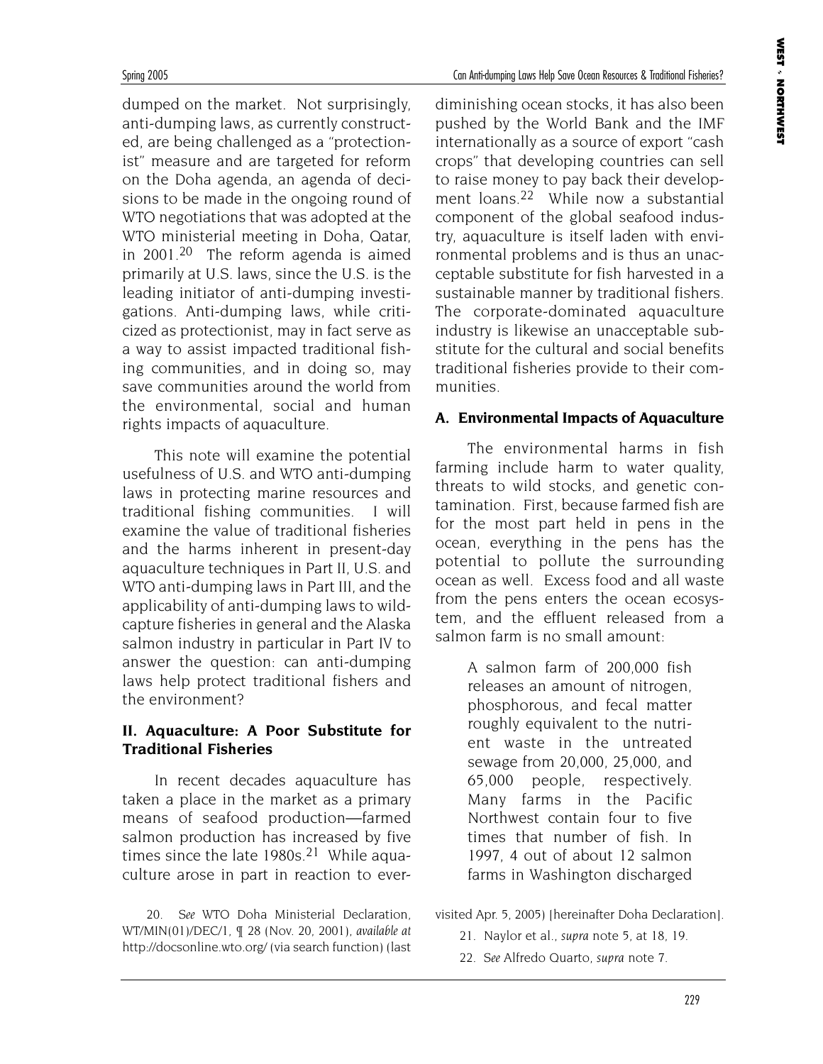dumped on the market. Not surprisingly, anti-dumping laws, as currently constructed, are being challenged as a "protectionist" measure and are targeted for reform on the Doha agenda, an agenda of decisions to be made in the ongoing round of WTO negotiations that was adopted at the WTO ministerial meeting in Doha, Qatar, in 2001.[20] The reform agenda is aimed primarily at U.S. laws, since the U.S. is the leading initiator of anti-dumping investigations. Anti-dumping laws, while criticized as protectionist, may in fact serve as a way to assist impacted traditional fishing communities, and in doing so, may save communities around the world from the environmental, social and human rights impacts of aquaculture.

This note will examine the potential usefulness of U.S. and WTO anti-dumping laws in protecting marine resources and traditional fishing communities. I will examine the value of traditional fisheries and the harms inherent in present-day aquaculture techniques in Part II, U.S. and WTO anti-dumping laws in Part III, and the applicability of anti-dumping laws to wild-capture fisheries in general and the Alaska salmon industry in particular in Part IV to answer the question: can anti-dumping laws help protect traditional fishers and the environment?

## II. Aquaculture: A Poor Substitute for Traditional Fisheries

In recent decades aquaculture has taken a place in the market as a primary means of seafood production—farmed salmon production has increased by five times since the late 1980s.[21] While aquaculture arose in part in reaction to ever-diminishing ocean stocks, it has also been pushed by the World Bank and the IMF internationally as a source of export "cash crops" that developing countries can sell to raise money to pay back their development loans.[22] While now a substantial component of the global seafood industry, aquaculture is itself laden with environmental problems and is thus an unacceptable substitute for fish harvested in a sustainable manner by traditional fishers. The corporate-dominated aquaculture industry is likewise an unacceptable substitute for the cultural and social benefits traditional fisheries provide to their communities.

### A. Environmental Impacts of Aquaculture

The environmental harms in fish farming include harm to water quality, threats to wild stocks, and genetic contamination. First, because farmed fish are for the most part held in pens in the ocean, everything in the pens has the potential to pollute the surrounding ocean as well. Excess food and all waste from the pens enters the ocean ecosystem, and the effluent released from a salmon farm is no small amount:

> A salmon farm of 200,000 fish releases an amount of nitrogen, phosphorous, and fecal matter roughly equivalent to the nutrient waste in the untreated sewage from 20,000, 25,000, and 65,000 people, respectively. Many farms in the Pacific Northwest contain four to five times that number of fish. In 1997, 4 out of about 12 salmon farms in Washington discharged

20. *See* WTO Doha Ministerial Declaration, WT/MIN(01)/DEC/1, ¶ 28 (Nov. 20, 2001), *available at* http://docsonline.wto.org/ (via search function) (last visited Apr. 5, 2005) [hereinafter Doha Declaration].

21. Naylor et al., *supra* note 5, at 18, 19.

22. *See* Alfredo Quarto, *supra* note 7.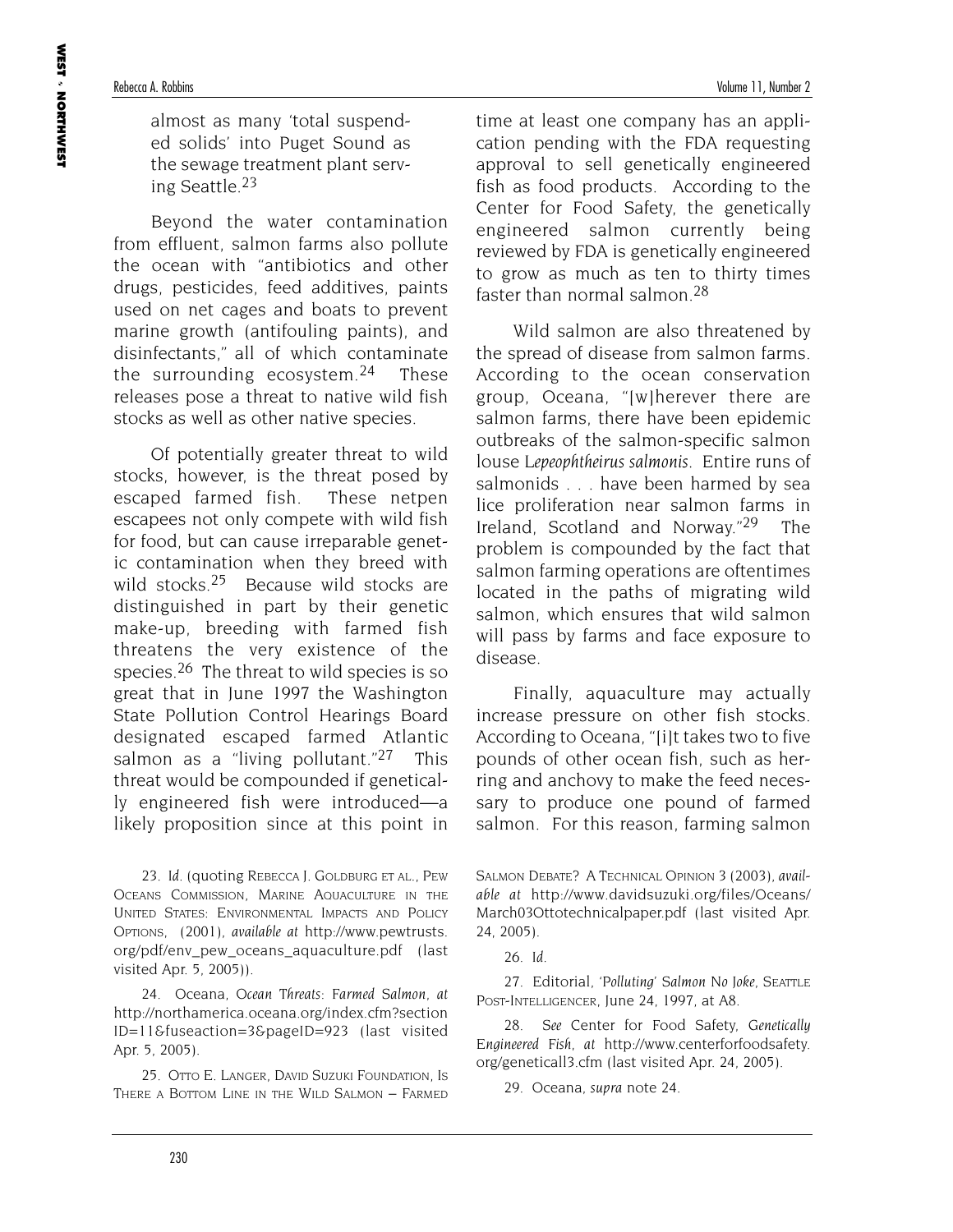almost as many 'total suspended solids' into Puget Sound as the sewage treatment plant serving Seattle.[23]

Beyond the water contamination from effluent, salmon farms also pollute the ocean with "antibiotics and other drugs, pesticides, feed additives, paints used on net cages and boats to prevent marine growth (antifouling paints), and disinfectants," all of which contaminate the surrounding ecosystem.[24] These releases pose a threat to native wild fish stocks as well as other native species.

Of potentially greater threat to wild stocks, however, is the threat posed by escaped farmed fish. These netpen escapees not only compete with wild fish for food, but can cause irreparable genetic contamination when they breed with wild stocks.[25] Because wild stocks are distinguished in part by their genetic make-up, breeding with farmed fish threatens the very existence of the species.[26] The threat to wild species is so great that in June 1997 the Washington State Pollution Control Hearings Board designated escaped farmed Atlantic salmon as a "living pollutant."[27] This threat would be compounded if genetically engineered fish were introduced—a likely proposition since at this point in time at least one company has an application pending with the FDA requesting approval to sell genetically engineered fish as food products. According to the Center for Food Safety, the genetically engineered salmon currently being reviewed by FDA is genetically engineered to grow as much as ten to thirty times faster than normal salmon.[28]

Wild salmon are also threatened by the spread of disease from salmon farms. According to the ocean conservation group, Oceana, "[w]herever there are salmon farms, there have been epidemic outbreaks of the salmon-specific salmon louse *Lepeophtheirus salmonis*. Entire runs of salmonids . . . have been harmed by sea lice proliferation near salmon farms in Ireland, Scotland and Norway."[29] The problem is compounded by the fact that salmon farming operations are oftentimes located in the paths of migrating wild salmon, which ensures that wild salmon will pass by farms and face exposure to disease.

Finally, aquaculture may actually increase pressure on other fish stocks. According to Oceana, "[i]t takes two to five pounds of other ocean fish, such as herring and anchovy to make the feed necessary to produce one pound of farmed salmon. For this reason, farming salmon

---

23. *Id.* (quoting REBECCA J. GOLDBURG ET AL., PEW OCEANS COMMISSION, MARINE AQUACULTURE IN THE UNITED STATES: ENVIRONMENTAL IMPACTS AND POLICY OPTIONS, (2001), *available at* http://www.pewtrusts.org/pdf/env_pew_oceans_aquaculture.pdf (last visited Apr. 5, 2005)).

24. Oceana, *Ocean Threats: Farmed Salmon*, *at* http://northamerica.oceana.org/index.cfm?sectionID=11&fuseaction=3&pageID=923 (last visited Apr. 5, 2005).

25. OTTO E. LANGER, DAVID SUZUKI FOUNDATION, IS THERE A BOTTOM LINE IN THE WILD SALMON – FARMED SALMON DEBATE? A TECHNICAL OPINION 3 (2003), *available at* http://www.davidsuzuki.org/files/Oceans/March03Ottotechnicalpaper.pdf (last visited Apr. 24, 2005).

26. *Id.*

27. Editorial, *'Polluting' Salmon No Joke*, SEATTLE POST-INTELLIGENCER, June 24, 1997, at A8.

28. *See* Center for Food Safety, *Genetically Engineered Fish*, *at* http://www.centerforfoodsafety.org/geneticall3.cfm (last visited Apr. 24, 2005).

29. Oceana, *supra* note 24.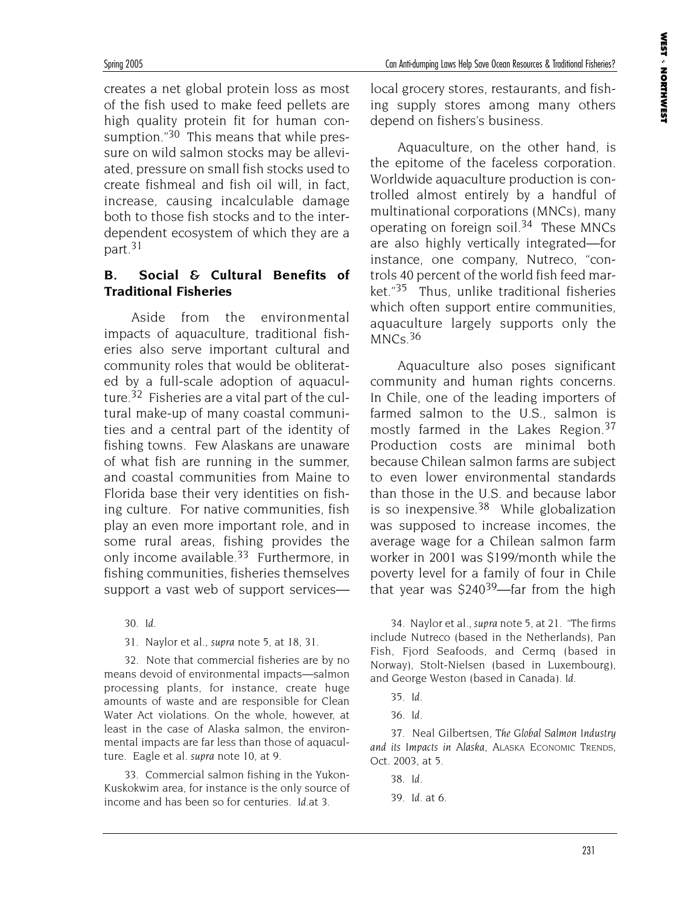creates a net global protein loss as most of the fish used to make feed pellets are high quality protein fit for human consumption."[30] This means that while pressure on wild salmon stocks may be alleviated, pressure on small fish stocks used to create fishmeal and fish oil will, in fact, increase, causing incalculable damage both to those fish stocks and to the interdependent ecosystem of which they are a part.[31]

## B. Social & Cultural Benefits of Traditional Fisheries

Aside from the environmental impacts of aquaculture, traditional fisheries also serve important cultural and community roles that would be obliterated by a full-scale adoption of aquaculture.[32] Fisheries are a vital part of the cultural make-up of many coastal communities and a central part of the identity of fishing towns. Few Alaskans are unaware of what fish are running in the summer, and coastal communities from Maine to Florida base their very identities on fishing culture. For native communities, fish play an even more important role, and in some rural areas, fishing provides the only income available.[33] Furthermore, in fishing communities, fisheries themselves support a vast web of support services—local grocery stores, restaurants, and fishing supply stores among many others depend on fishers's business.

Aquaculture, on the other hand, is the epitome of the faceless corporation. Worldwide aquaculture production is controlled almost entirely by a handful of multinational corporations (MNCs), many operating on foreign soil.[34] These MNCs are also highly vertically integrated—for instance, one company, Nutreco, "controls 40 percent of the world fish feed market."[35] Thus, unlike traditional fisheries which often support entire communities, aquaculture largely supports only the MNCs.[36]

Aquaculture also poses significant community and human rights concerns. In Chile, one of the leading importers of farmed salmon to the U.S., salmon is mostly farmed in the Lakes Region.[37] Production costs are minimal both because Chilean salmon farms are subject to even lower environmental standards than those in the U.S. and because labor is so inexpensive.[38] While globalization was supposed to increase incomes, the average wage for a Chilean salmon farm worker in 2001 was $199/month while the poverty level for a family of four in Chile that year was $240[39]—far from the high

30. *Id.*

31. Naylor et al., *supra* note 5, at 18, 31.

32. Note that commercial fisheries are by no means devoid of environmental impacts—salmon processing plants, for instance, create huge amounts of waste and are responsible for Clean Water Act violations. On the whole, however, at least in the case of Alaska salmon, the environmental impacts are far less than those of aquaculture. Eagle et al. *supra* note 10, at 9.

33. Commercial salmon fishing in the Yukon-Kuskokwim area, for instance is the only source of income and has been so for centuries. *Id.*at 3.

34. Naylor et al., *supra* note 5, at 21. "The firms include Nutreco (based in the Netherlands), Pan Fish, Fjord Seafoods, and Cermq (based in Norway), Stolt-Nielsen (based in Luxembourg), and George Weston (based in Canada). *Id.*

35. *Id.*

36. *Id.*

37. Neal Gilbertsen, *The Global Salmon Industry and its Impacts in Alaska*, ALASKA ECONOMIC TRENDS, Oct. 2003, at 5.

38. *Id.*

39. *Id.* at 6.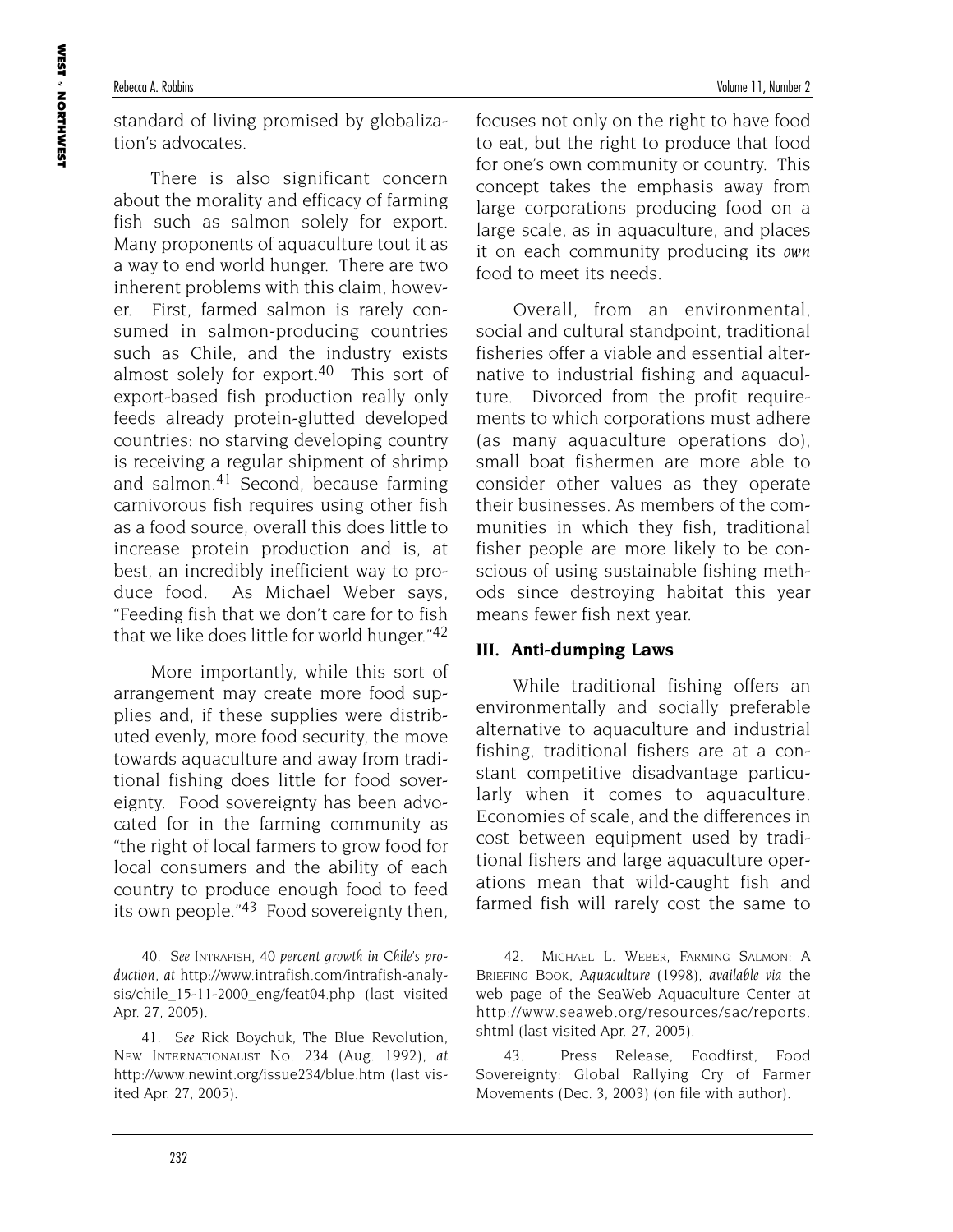standard of living promised by globalization's advocates.

There is also significant concern about the morality and efficacy of farming fish such as salmon solely for export. Many proponents of aquaculture tout it as a way to end world hunger. There are two inherent problems with this claim, however. First, farmed salmon is rarely consumed in salmon-producing countries such as Chile, and the industry exists almost solely for export.[40] This sort of export-based fish production really only feeds already protein-glutted developed countries: no starving developing country is receiving a regular shipment of shrimp and salmon.[41] Second, because farming carnivorous fish requires using other fish as a food source, overall this does little to increase protein production and is, at best, an incredibly inefficient way to produce food. As Michael Weber says, "Feeding fish that we don't care for to fish that we like does little for world hunger."[42]

More importantly, while this sort of arrangement may create more food supplies and, if these supplies were distributed evenly, more food security, the move towards aquaculture and away from traditional fishing does little for food sovereignty. Food sovereignty has been advocated for in the farming community as "the right of local farmers to grow food for local consumers and the ability of each country to produce enough food to feed its own people."[43] Food sovereignty then, focuses not only on the right to have food to eat, but the right to produce that food for one's own community or country. This concept takes the emphasis away from large corporations producing food on a large scale, as in aquaculture, and places it on each community producing its *own* food to meet its needs.

Overall, from an environmental, social and cultural standpoint, traditional fisheries offer a viable and essential alternative to industrial fishing and aquaculture. Divorced from the profit requirements to which corporations must adhere (as many aquaculture operations do), small boat fishermen are more able to consider other values as they operate their businesses. As members of the communities in which they fish, traditional fisher people are more likely to be conscious of using sustainable fishing methods since destroying habitat this year means fewer fish next year.

## III. Anti-dumping Laws

While traditional fishing offers an environmentally and socially preferable alternative to aquaculture and industrial fishing, traditional fishers are at a constant competitive disadvantage particularly when it comes to aquaculture. Economies of scale, and the differences in cost between equipment used by traditional fishers and large aquaculture operations mean that wild-caught fish and farmed fish will rarely cost the same to

40. *See* INTRAFISH, 40 *percent growth in Chile's production*, *at* http://www.intrafish.com/intrafish-analysis/chile_15-11-2000_eng/feat04.php (last visited Apr. 27, 2005).

41. *See* Rick Boychuk, The Blue Revolution, NEW INTERNATIONALIST NO. 234 (Aug. 1992), *at* http://www.newint.org/issue234/blue.htm (last visited Apr. 27, 2005).

42. MICHAEL L. WEBER, FARMING SALMON: A BRIEFING BOOK, *Aquaculture* (1998), *available via* the web page of the SeaWeb Aquaculture Center at http://www.seaweb.org/resources/sac/reports.shtml (last visited Apr. 27, 2005).

43. Press Release, Foodfirst, Food Sovereignty: Global Rallying Cry of Farmer Movements (Dec. 3, 2003) (on file with author).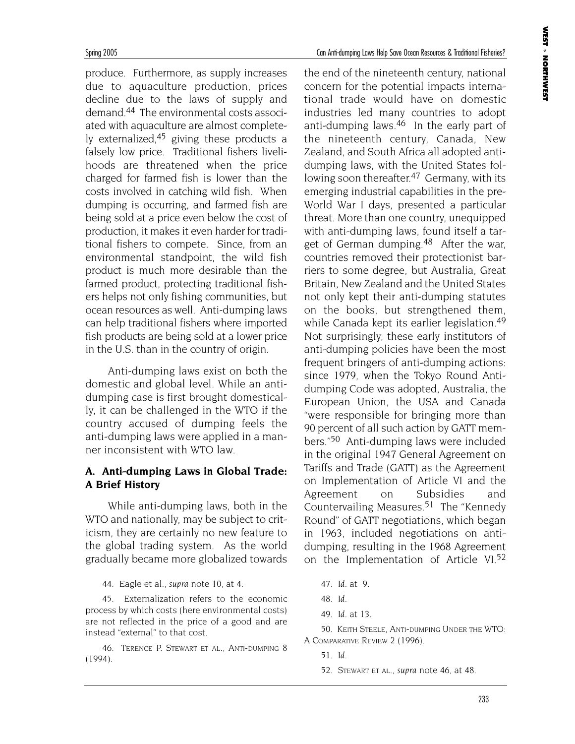produce. Furthermore, as supply increases due to aquaculture production, prices decline due to the laws of supply and demand.[44] The environmental costs associated with aquaculture are almost completely externalized,[45] giving these products a falsely low price. Traditional fishers livelihoods are threatened when the price charged for farmed fish is lower than the costs involved in catching wild fish. When dumping is occurring, and farmed fish are being sold at a price even below the cost of production, it makes it even harder for traditional fishers to compete. Since, from an environmental standpoint, the wild fish product is much more desirable than the farmed product, protecting traditional fishers helps not only fishing communities, but ocean resources as well. Anti-dumping laws can help traditional fishers where imported fish products are being sold at a lower price in the U.S. than in the country of origin.

Anti-dumping laws exist on both the domestic and global level. While an anti-dumping case is first brought domestically, it can be challenged in the WTO if the country accused of dumping feels the anti-dumping laws were applied in a manner inconsistent with WTO law.

### A. Anti-dumping Laws in Global Trade: A Brief History

While anti-dumping laws, both in the WTO and nationally, may be subject to criticism, they are certainly no new feature to the global trading system. As the world gradually became more globalized towards the end of the nineteenth century, national concern for the potential impacts international trade would have on domestic industries led many countries to adopt anti-dumping laws.[46] In the early part of the nineteenth century, Canada, New Zealand, and South Africa all adopted anti-dumping laws, with the United States following soon thereafter.[47] Germany, with its emerging industrial capabilities in the pre-World War I days, presented a particular threat. More than one country, unequipped with anti-dumping laws, found itself a target of German dumping.[48] After the war, countries removed their protectionist barriers to some degree, but Australia, Great Britain, New Zealand and the United States not only kept their anti-dumping statutes on the books, but strengthened them, while Canada kept its earlier legislation.[49] Not surprisingly, these early institutors of anti-dumping policies have been the most frequent bringers of anti-dumping actions: since 1979, when the Tokyo Round Anti-dumping Code was adopted, Australia, the European Union, the USA and Canada "were responsible for bringing more than 90 percent of all such action by GATT members."[50] Anti-dumping laws were included in the original 1947 General Agreement on Tariffs and Trade (GATT) as the Agreement on Implementation of Article VI and the Agreement on Subsidies and Countervailing Measures.[51] The "Kennedy Round" of GATT negotiations, which began in 1963, included negotiations on anti-dumping, resulting in the 1968 Agreement on the Implementation of Article VI.[52]

---

44. Eagle et al., *supra* note 10, at 4.

45. Externalization refers to the economic process by which costs (here environmental costs) are not reflected in the price of a good and are instead "external" to that cost.

46. Terence P. Stewart et al., Anti-dumping 8 (1994).

47. *Id.* at 9.

48. *Id.*

49. *Id.* at 13.

50. Keith Steele, Anti-dumping Under the WTO: A Comparative Review 2 (1996).

51. *Id.*

52. Stewart et al., *supra* note 46, at 48.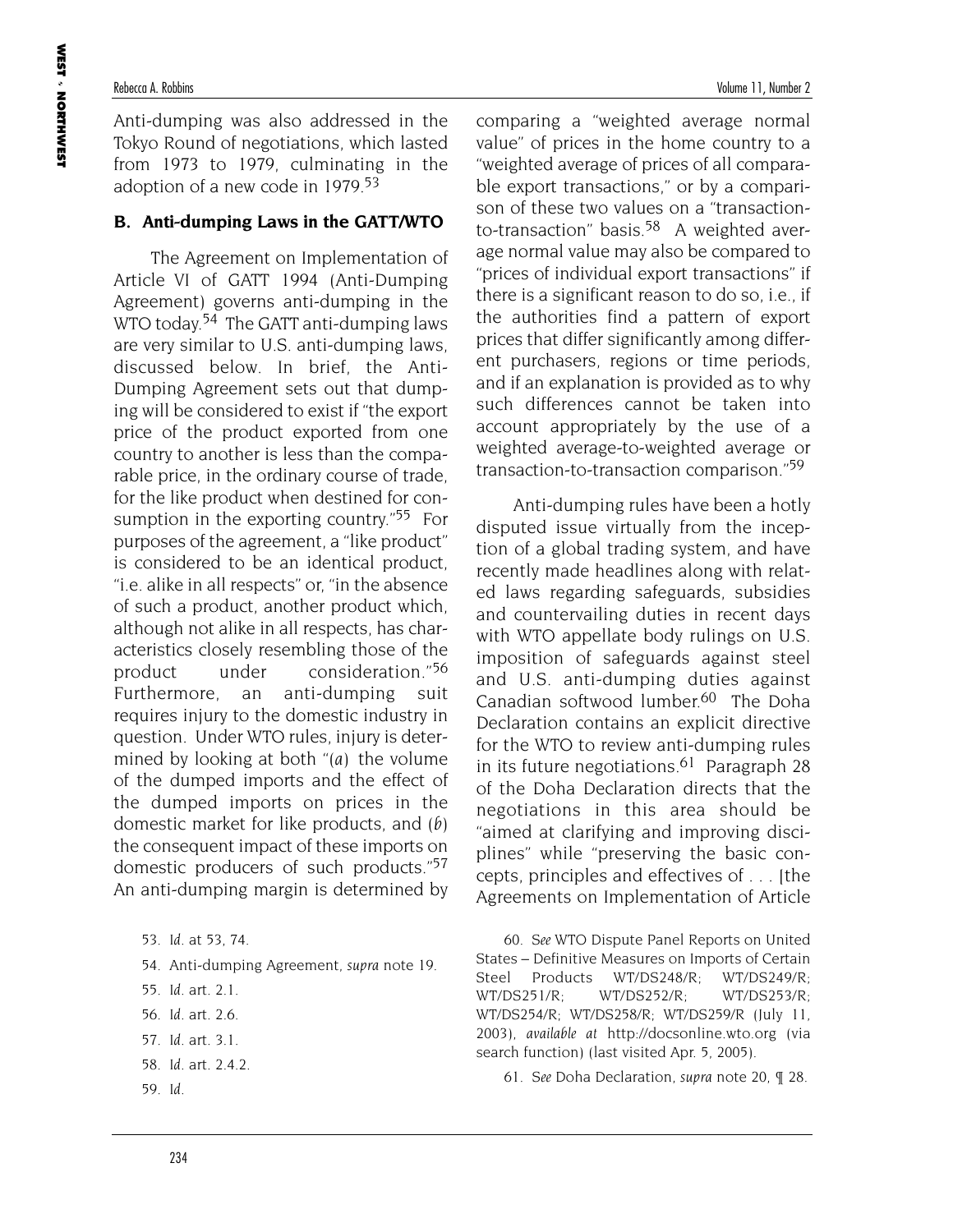Anti-dumping was also addressed in the Tokyo Round of negotiations, which lasted from 1973 to 1979, culminating in the adoption of a new code in 1979.[53]

### B. Anti-dumping Laws in the GATT/WTO

The Agreement on Implementation of Article VI of GATT 1994 (Anti-Dumping Agreement) governs anti-dumping in the WTO today.[54] The GATT anti-dumping laws are very similar to U.S. anti-dumping laws, discussed below. In brief, the Anti-Dumping Agreement sets out that dumping will be considered to exist if "the export price of the product exported from one country to another is less than the comparable price, in the ordinary course of trade, for the like product when destined for consumption in the exporting country."[55] For purposes of the agreement, a "like product" is considered to be an identical product, "i.e. alike in all respects" or, "in the absence of such a product, another product which, although not alike in all respects, has characteristics closely resembling those of the product under consideration."[56] Furthermore, an anti-dumping suit requires injury to the domestic industry in question. Under WTO rules, injury is determined by looking at both "(*a*) the volume of the dumped imports and the effect of the dumped imports on prices in the domestic market for like products, and (*b*) the consequent impact of these imports on domestic producers of such products."[57] An anti-dumping margin is determined by comparing a "weighted average normal value" of prices in the home country to a "weighted average of prices of all comparable export transactions," or by a comparison of these two values on a "transaction-to-transaction" basis.[58] A weighted average normal value may also be compared to "prices of individual export transactions" if there is a significant reason to do so, i.e., if the authorities find a pattern of export prices that differ significantly among different purchasers, regions or time periods, and if an explanation is provided as to why such differences cannot be taken into account appropriately by the use of a weighted average-to-weighted average or transaction-to-transaction comparison."[59]

Anti-dumping rules have been a hotly disputed issue virtually from the inception of a global trading system, and have recently made headlines along with related laws regarding safeguards, subsidies and countervailing duties in recent days with WTO appellate body rulings on U.S. imposition of safeguards against steel and U.S. anti-dumping duties against Canadian softwood lumber.[60] The Doha Declaration contains an explicit directive for the WTO to review anti-dumping rules in its future negotiations.[61] Paragraph 28 of the Doha Declaration directs that the negotiations in this area should be "aimed at clarifying and improving disciplines" while "preserving the basic concepts, principles and effectives of . . . [the Agreements on Implementation of Article

53. *Id.* at 53, 74.

54. Anti-dumping Agreement, *supra* note 19.

55. *Id.* art. 2.1.

56. *Id.* art. 2.6.

57. *Id.* art. 3.1.

58. *Id.* art. 2.4.2.

59. *Id.*

60. *See* WTO Dispute Panel Reports on United States – Definitive Measures on Imports of Certain Steel Products WT/DS248/R; WT/DS249/R; WT/DS251/R; WT/DS252/R; WT/DS253/R; WT/DS254/R; WT/DS258/R; WT/DS259/R (July 11, 2003), *available at* http://docsonline.wto.org (via search function) (last visited Apr. 5, 2005).

61. *See* Doha Declaration, *supra* note 20, ¶ 28.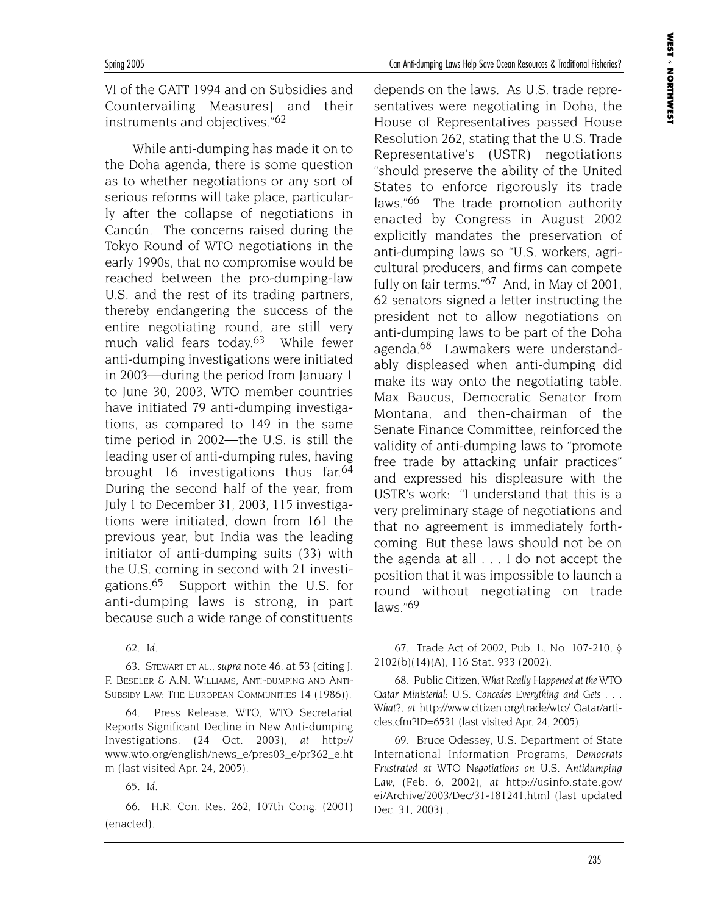VI of the GATT 1994 and on Subsidies and Countervailing Measures] and their instruments and objectives."[62]

While anti-dumping has made it on to the Doha agenda, there is some question as to whether negotiations or any sort of serious reforms will take place, particularly after the collapse of negotiations in Cancún. The concerns raised during the Tokyo Round of WTO negotiations in the early 1990s, that no compromise would be reached between the pro-dumping-law U.S. and the rest of its trading partners, thereby endangering the success of the entire negotiating round, are still very much valid fears today.[63] While fewer anti-dumping investigations were initiated in 2003—during the period from January 1 to June 30, 2003, WTO member countries have initiated 79 anti-dumping investigations, as compared to 149 in the same time period in 2002—the U.S. is still the leading user of anti-dumping rules, having brought 16 investigations thus far.[64] During the second half of the year, from July 1 to December 31, 2003, 115 investigations were initiated, down from 161 the previous year, but India was the leading initiator of anti-dumping suits (33) with the U.S. coming in second with 21 investigations.[65] Support within the U.S. for anti-dumping laws is strong, in part because such a wide range of constituents depends on the laws. As U.S. trade representatives were negotiating in Doha, the House of Representatives passed House Resolution 262, stating that the U.S. Trade Representative's (USTR) negotiations "should preserve the ability of the United States to enforce rigorously its trade laws."[66] The trade promotion authority enacted by Congress in August 2002 explicitly mandates the preservation of anti-dumping laws so "U.S. workers, agricultural producers, and firms can compete fully on fair terms."[67] And, in May of 2001, 62 senators signed a letter instructing the president not to allow negotiations on anti-dumping laws to be part of the Doha agenda.[68] Lawmakers were understandably displeased when anti-dumping did make its way onto the negotiating table. Max Baucus, Democratic Senator from Montana, and then-chairman of the Senate Finance Committee, reinforced the validity of anti-dumping laws to "promote free trade by attacking unfair practices" and expressed his displeasure with the USTR's work: "I understand that this is a very preliminary stage of negotiations and that no agreement is immediately forthcoming. But these laws should not be on the agenda at all . . . I do not accept the position that it was impossible to launch a round without negotiating on trade laws."[69]

62. *Id.*

63. STEWART ET AL., *supra* note 46, at 53 (citing J. F. BESELER & A.N. WILLIAMS, ANTI-DUMPING AND ANTI-SUBSIDY LAW: THE EUROPEAN COMMUNITIES 14 (1986)).

64. Press Release, WTO, WTO Secretariat Reports Significant Decline in New Anti-dumping Investigations, (24 Oct. 2003), *at* http://www.wto.org/english/news_e/pres03_e/pr362_e.htm (last visited Apr. 24, 2005).

65. *Id.*

66. H.R. Con. Res. 262, 107th Cong. (2001) (enacted).

67. Trade Act of 2002, Pub. L. No. 107-210, § 2102(b)(14)(A), 116 Stat. 933 (2002).

68. Public Citizen, *What Really Happened at the WTO Qatar Ministerial: U.S. Concedes Everything and Gets . . . What?*, *at* http://www.citizen.org/trade/wto/ Qatar/articles.cfm?ID=6531 (last visited Apr. 24, 2005).

69. Bruce Odessey, U.S. Department of State International Information Programs, *Democrats Frustrated at WTO Negotiations on U.S. Antidumping Law*, (Feb. 6, 2002), *at* http://usinfo.state.gov/ei/Archive/2003/Dec/31-181241.html (last updated Dec. 31, 2003) .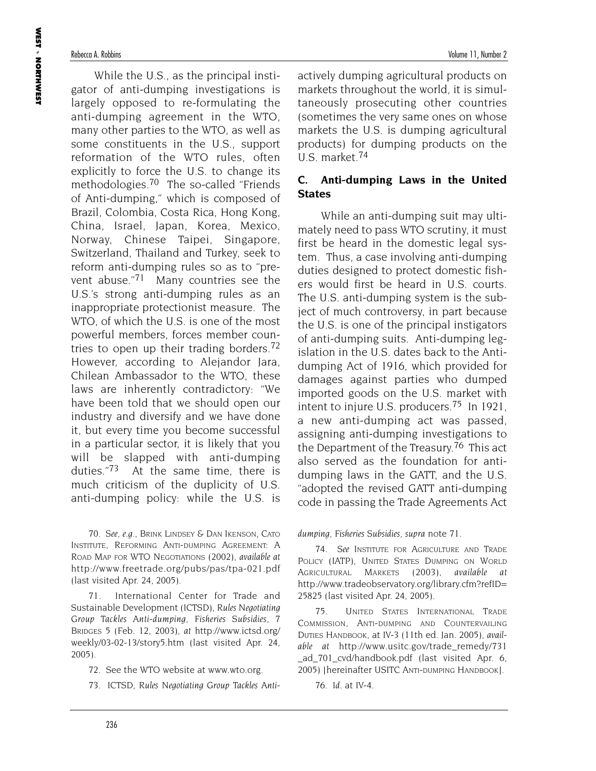While the U.S., as the principal instigator of anti-dumping investigations is largely opposed to re-formulating the anti-dumping agreement in the WTO, many other parties to the WTO, as well as some constituents in the U.S., support reformation of the WTO rules, often explicitly to force the U.S. to change its methodologies.[70] The so-called "Friends of Anti-dumping," which is composed of Brazil, Colombia, Costa Rica, Hong Kong, China, Israel, Japan, Korea, Mexico, Norway, Chinese Taipei, Singapore, Switzerland, Thailand and Turkey, seek to reform anti-dumping rules so as to "prevent abuse."[71] Many countries see the U.S.'s strong anti-dumping rules as an inappropriate protectionist measure. The WTO, of which the U.S. is one of the most powerful members, forces member countries to open up their trading borders.[72] However, according to Alejandor Jara, Chilean Ambassador to the WTO, these laws are inherently contradictory: "We have been told that we should open our industry and diversify and we have done it, but every time you become successful in a particular sector, it is likely that you will be slapped with anti-dumping duties."[73] At the same time, there is much criticism of the duplicity of U.S. anti-dumping policy: while the U.S. is actively dumping agricultural products on markets throughout the world, it is simultaneously prosecuting other countries (sometimes the very same ones on whose markets the U.S. is dumping agricultural products) for dumping products on the U.S. market.[74]

### C. Anti-dumping Laws in the United States

While an anti-dumping suit may ultimately need to pass WTO scrutiny, it must first be heard in the domestic legal system. Thus, a case involving anti-dumping duties designed to protect domestic fishers would first be heard in U.S. courts. The U.S. anti-dumping system is the subject of much controversy, in part because the U.S. is one of the principal instigators of anti-dumping suits. Anti-dumping legislation in the U.S. dates back to the Anti-dumping Act of 1916, which provided for damages against parties who dumped imported goods on the U.S. market with intent to injure U.S. producers.[75] In 1921, a new anti-dumping act was passed, assigning anti-dumping investigations to the Department of the Treasury.[76] This act also served as the foundation for anti-dumping laws in the GATT, and the U.S. "adopted the revised GATT anti-dumping code in passing the Trade Agreements Act

---

70. *See, e.g.*, Brink Lindsey & Dan Ikenson, Cato Institute, Reforming Anti-dumping Agreement: A Road Map for WTO Negotiations (2002), *available at* http://www.freetrade.org/pubs/pas/tpa-021.pdf (last visited Apr. 24, 2005).

71. International Center for Trade and Sustainable Development (ICTSD), *Rules Negotiating Group Tackles Anti-dumping, Fisheries Subsidies*, 7 Bridges 5 (Feb. 12, 2003), *at* http://www.ictsd.org/weekly/03-02-13/story5.htm (last visited Apr. 24, 2005).

72. See the WTO website at www.wto.org.

73. ICTSD, *Rules Negotiating Group Tackles Anti-dumping, Fisheries Subsidies*, *supra* note 71.

74. *See* Institute for Agriculture and Trade Policy (IATP), United States Dumping on World Agricultural Markets (2003), *available at* http://www.tradeobservatory.org/library.cfm?refID=25825 (last visited Apr. 24, 2005).

75. United States International Trade Commission, Anti-dumping and Countervailing Duties Handbook, at IV-3 (11th ed. Jan. 2005), *available at* http://www.usitc.gov/trade_remedy/731_ad_701_cvd/handbook.pdf (last visited Apr. 6, 2005) [hereinafter USITC Anti-dumping Handbook].

76. *Id.* at IV-4.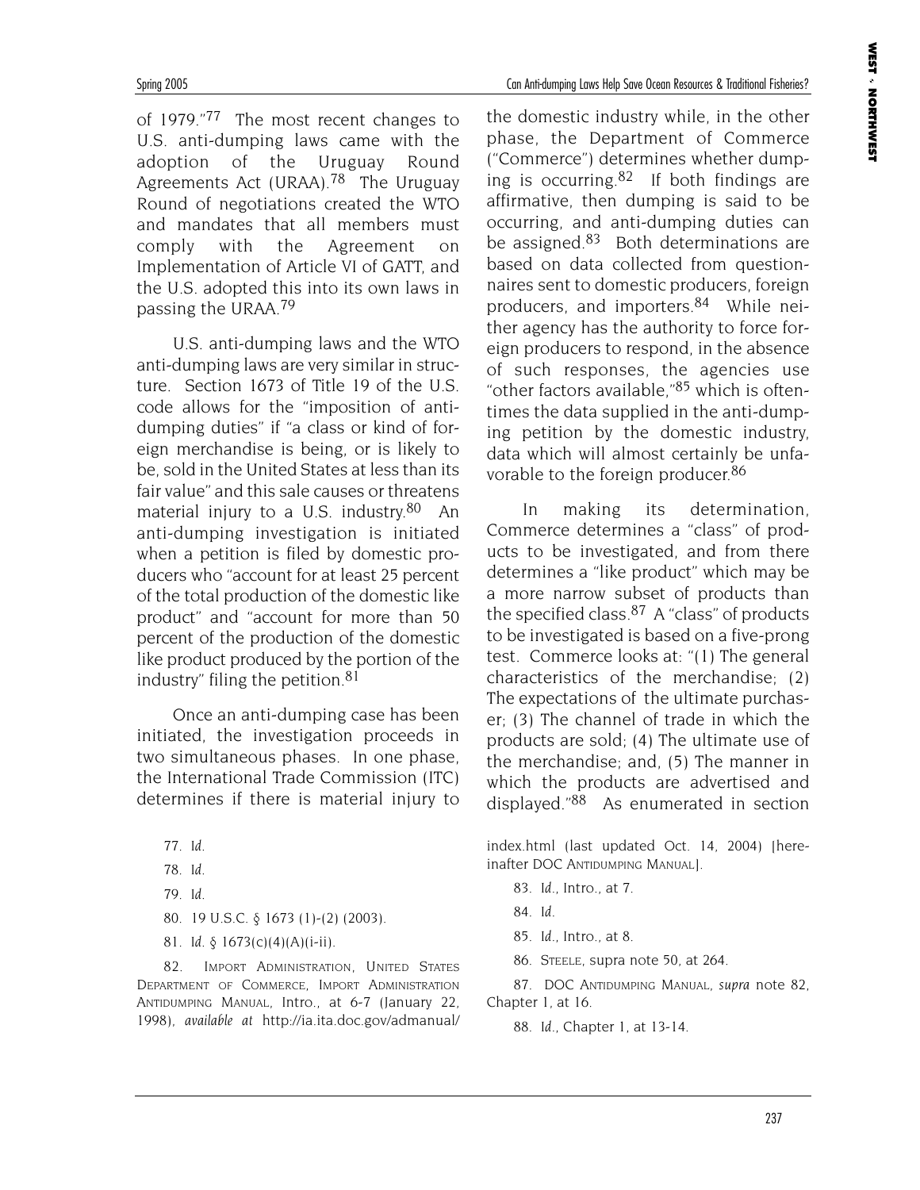of 1979."[77] The most recent changes to U.S. anti-dumping laws came with the adoption of the Uruguay Round Agreements Act (URAA).[78] The Uruguay Round of negotiations created the WTO and mandates that all members must comply with the Agreement on Implementation of Article VI of GATT, and the U.S. adopted this into its own laws in passing the URAA.[79]

U.S. anti-dumping laws and the WTO anti-dumping laws are very similar in structure. Section 1673 of Title 19 of the U.S. code allows for the "imposition of anti-dumping duties" if "a class or kind of foreign merchandise is being, or is likely to be, sold in the United States at less than its fair value" and this sale causes or threatens material injury to a U.S. industry.[80] An anti-dumping investigation is initiated when a petition is filed by domestic producers who "account for at least 25 percent of the total production of the domestic like product" and "account for more than 50 percent of the production of the domestic like product produced by the portion of the industry" filing the petition.[81]

Once an anti-dumping case has been initiated, the investigation proceeds in two simultaneous phases. In one phase, the International Trade Commission (ITC) determines if there is material injury to the domestic industry while, in the other phase, the Department of Commerce ("Commerce") determines whether dumping is occurring.[82] If both findings are affirmative, then dumping is said to be occurring, and anti-dumping duties can be assigned.[83] Both determinations are based on data collected from questionnaires sent to domestic producers, foreign producers, and importers.[84] While neither agency has the authority to force foreign producers to respond, in the absence of such responses, the agencies use "other factors available,"[85] which is oftentimes the data supplied in the anti-dumping petition by the domestic industry, data which will almost certainly be unfavorable to the foreign producer.[86]

In making its determination, Commerce determines a "class" of products to be investigated, and from there determines a "like product" which may be a more narrow subset of products than the specified class.[87] A "class" of products to be investigated is based on a five-prong test. Commerce looks at: "(1) The general characteristics of the merchandise; (2) The expectations of the ultimate purchaser; (3) The channel of trade in which the products are sold; (4) The ultimate use of the merchandise; and, (5) The manner in which the products are advertised and displayed."[88] As enumerated in section

77. *Id.*

78. *Id.*

79. *Id.*

80. 19 U.S.C. § 1673 (1)-(2) (2003).

81. *Id.* § 1673(c)(4)(A)(i-ii).

82. IMPORT ADMINISTRATION, UNITED STATES DEPARTMENT OF COMMERCE, IMPORT ADMINISTRATION ANTIDUMPING MANUAL, Intro., at 6-7 (January 22, 1998), *available at* http://ia.ita.doc.gov/admanual/index.html (last updated Oct. 14, 2004) [hereinafter DOC ANTIDUMPING MANUAL].

83. *Id.*, Intro., at 7.

84. *Id.*

85. *Id.*, Intro., at 8.

86. STEELE, supra note 50, at 264.

87. DOC ANTIDUMPING MANUAL, *supra* note 82, Chapter 1, at 16.

88. *Id.*, Chapter 1, at 13-14.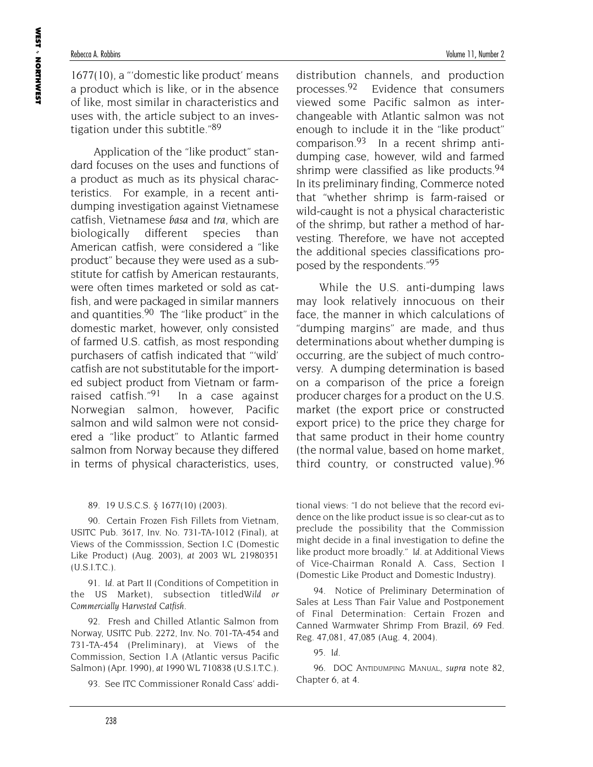1677(10), a "'domestic like product' means a product which is like, or in the absence of like, most similar in characteristics and uses with, the article subject to an investigation under this subtitle."[89]

Application of the "like product" standard focuses on the uses and functions of a product as much as its physical characteristics. For example, in a recent antidumping investigation against Vietnamese catfish, Vietnamese *basa* and *tra*, which are biologically different species than American catfish, were considered a "like product" because they were used as a substitute for catfish by American restaurants, were often times marketed or sold as catfish, and were packaged in similar manners and quantities.[90] The "like product" in the domestic market, however, only consisted of farmed U.S. catfish, as most responding purchasers of catfish indicated that "'wild' catfish are not substitutable for the imported subject product from Vietnam or farm-raised catfish."[91] In a case against Norwegian salmon, however, Pacific salmon and wild salmon were not considered a "like product" to Atlantic farmed salmon from Norway because they differed in terms of physical characteristics, uses, distribution channels, and production processes.[92] Evidence that consumers viewed some Pacific salmon as interchangeable with Atlantic salmon was not enough to include it in the "like product" comparison.[93] In a recent shrimp antidumping case, however, wild and farmed shrimp were classified as like products.[94] In its preliminary finding, Commerce noted that "whether shrimp is farm-raised or wild-caught is not a physical characteristic of the shrimp, but rather a method of harvesting. Therefore, we have not accepted the additional species classifications proposed by the respondents."[95]

While the U.S. anti-dumping laws may look relatively innocuous on their face, the manner in which calculations of "dumping margins" are made, and thus determinations about whether dumping is occurring, are the subject of much controversy. A dumping determination is based on a comparison of the price a foreign producer charges for a product on the U.S. market (the export price or constructed export price) to the price they charge for that same product in their home country (the normal value, based on home market, third country, or constructed value).[96]

89. 19 U.S.C.S. § 1677(10) (2003).

90. Certain Frozen Fish Fillets from Vietnam, USITC Pub. 3617, Inv. No. 731-TA-1012 (Final), at Views of the Commisssion, Section I.C (Domestic Like Product) (Aug. 2003), *at* 2003 WL 21980351 (U.S.I.T.C.).

91. *Id.* at Part II (Conditions of Competition in the US Market), subsection titled*Wild or Commercially Harvested Catfish*.

92. Fresh and Chilled Atlantic Salmon from Norway, USITC Pub. 2272, Inv. No. 701-TA-454 and 731-TA-454 (Preliminary), at Views of the Commission, Section 1.A (Atlantic versus Pacific Salmon) (Apr. 1990), *at* 1990 WL 710838 (U.S.I.T.C.).

93. See ITC Commissioner Ronald Cass' additional views: "I do not believe that the record evidence on the like product issue is so clear-cut as to preclude the possibility that the Commission might decide in a final investigation to define the like product more broadly." *Id.* at Additional Views of Vice-Chairman Ronald A. Cass, Section I (Domestic Like Product and Domestic Industry).

94. Notice of Preliminary Determination of Sales at Less Than Fair Value and Postponement of Final Determination: Certain Frozen and Canned Warmwater Shrimp From Brazil, 69 Fed. Reg. 47,081, 47,085 (Aug. 4, 2004).

95. *Id.*

96. DOC ANTIDUMPING MANUAL, *supra* note 82, Chapter 6, at 4.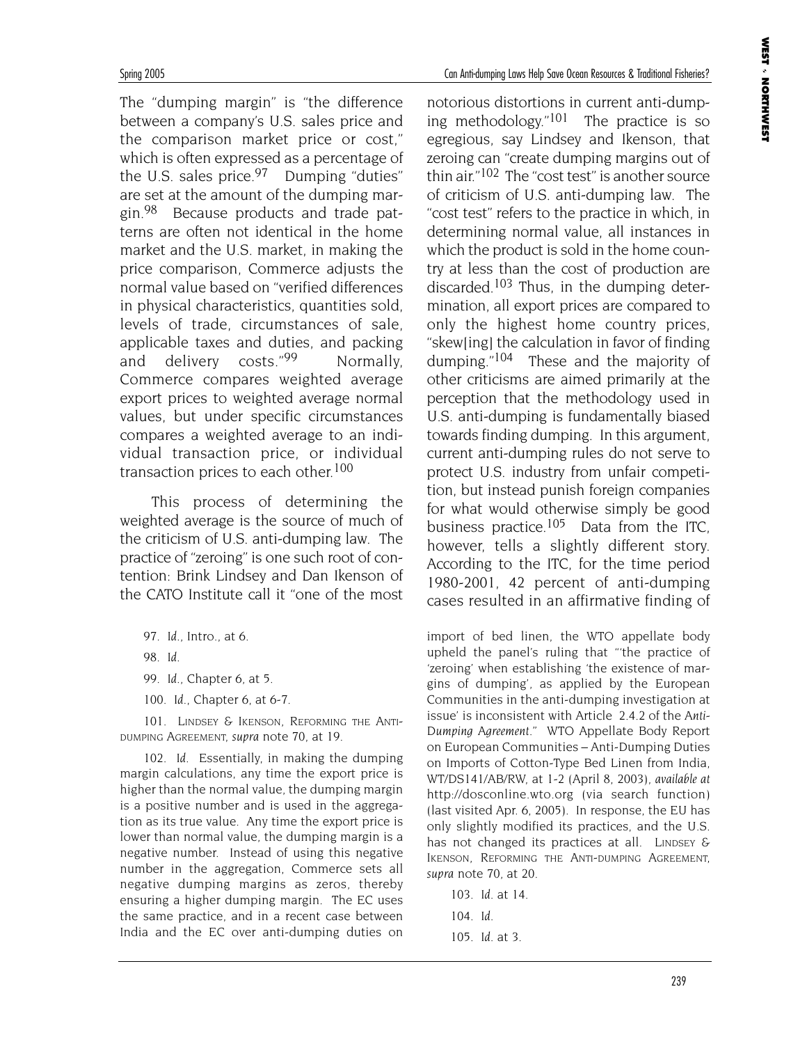The "dumping margin" is "the difference between a company's U.S. sales price and the comparison market price or cost," which is often expressed as a percentage of the U.S. sales price.[97] Dumping "duties" are set at the amount of the dumping margin.[98] Because products and trade patterns are often not identical in the home market and the U.S. market, in making the price comparison, Commerce adjusts the normal value based on "verified differences in physical characteristics, quantities sold, levels of trade, circumstances of sale, applicable taxes and duties, and packing and delivery costs."[99] Normally, Commerce compares weighted average export prices to weighted average normal values, but under specific circumstances compares a weighted average to an individual transaction price, or individual transaction prices to each other.[100]

This process of determining the weighted average is the source of much of the criticism of U.S. anti-dumping law. The practice of "zeroing" is one such root of contention: Brink Lindsey and Dan Ikenson of the CATO Institute call it "one of the most notorious distortions in current anti-dumping methodology."[101] The practice is so egregious, say Lindsey and Ikenson, that zeroing can "create dumping margins out of thin air."[102] The "cost test" is another source of criticism of U.S. anti-dumping law. The "cost test" refers to the practice in which, in determining normal value, all instances in which the product is sold in the home country at less than the cost of production are discarded.[103] Thus, in the dumping determination, all export prices are compared to only the highest home country prices, "skew[ing] the calculation in favor of finding dumping."[104] These and the majority of other criticisms are aimed primarily at the perception that the methodology used in U.S. anti-dumping is fundamentally biased towards finding dumping. In this argument, current anti-dumping rules do not serve to protect U.S. industry from unfair competition, but instead punish foreign companies for what would otherwise simply be good business practice.[105] Data from the ITC, however, tells a slightly different story. According to the ITC, for the time period 1980-2001, 42 percent of anti-dumping cases resulted in an affirmative finding of

---

97. *Id.*, Intro., at 6.

98. *Id.*

99. *Id.*, Chapter 6, at 5.

100. *Id.*, Chapter 6, at 6-7.

101. Lindsey & Ikenson, Reforming the Anti-dumping Agreement, *supra* note 70, at 19.

102. *Id.* Essentially, in making the dumping margin calculations, any time the export price is higher than the normal value, the dumping margin is a positive number and is used in the aggregation as its true value. Any time the export price is lower than normal value, the dumping margin is a negative number. Instead of using this negative number in the aggregation, Commerce sets all negative dumping margins as zeros, thereby ensuring a higher dumping margin. The EC uses the same practice, and in a recent case between India and the EC over anti-dumping duties on import of bed linen, the WTO appellate body upheld the panel's ruling that "'the practice of 'zeroing' when establishing 'the existence of margins of dumping', as applied by the European Communities in the anti-dumping investigation at issue' is inconsistent with Article 2.4.2 of the *Anti-Dumping Agreement*." WTO Appellate Body Report on European Communities – Anti-Dumping Duties on Imports of Cotton-Type Bed Linen from India, WT/DS141/AB/RW, at 1-2 (April 8, 2003), *available at* http://dosconline.wto.org (via search function) (last visited Apr. 6, 2005). In response, the EU has only slightly modified its practices, and the U.S. has not changed its practices at all. Lindsey & Ikenson, Reforming the Anti-dumping Agreement, *supra* note 70, at 20.

103. *Id.* at 14.

104. *Id.*

105. *Id.* at 3.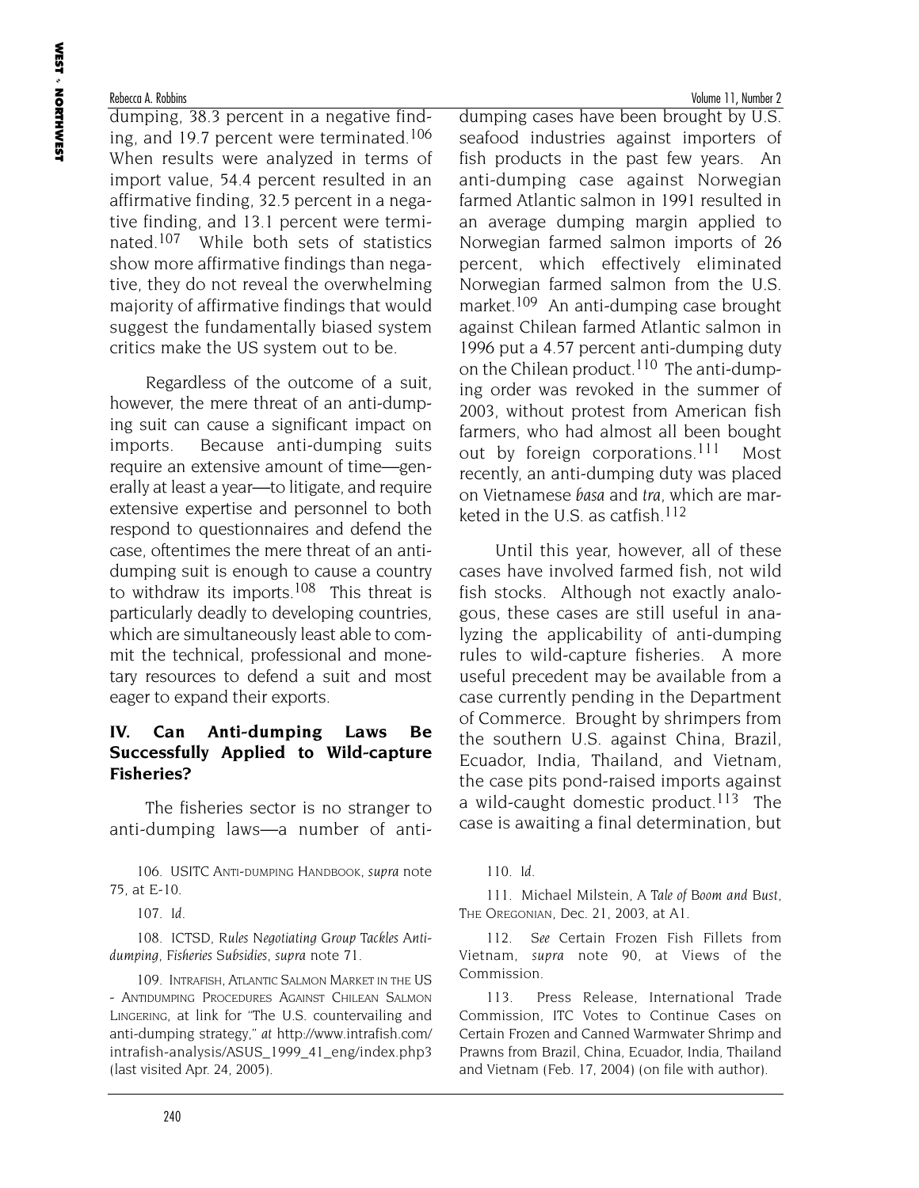dumping, 38.3 percent in a negative finding, and 19.7 percent were terminated.[106] When results were analyzed in terms of import value, 54.4 percent resulted in an affirmative finding, 32.5 percent in a negative finding, and 13.1 percent were terminated.[107] While both sets of statistics show more affirmative findings than negative, they do not reveal the overwhelming majority of affirmative findings that would suggest the fundamentally biased system critics make the US system out to be.

Regardless of the outcome of a suit, however, the mere threat of an anti-dumping suit can cause a significant impact on imports. Because anti-dumping suits require an extensive amount of time—generally at least a year—to litigate, and require extensive expertise and personnel to both respond to questionnaires and defend the case, oftentimes the mere threat of an anti-dumping suit is enough to cause a country to withdraw its imports.[108] This threat is particularly deadly to developing countries, which are simultaneously least able to commit the technical, professional and monetary resources to defend a suit and most eager to expand their exports.

### IV. Can Anti-dumping Laws Be Successfully Applied to Wild-capture Fisheries?

The fisheries sector is no stranger to anti-dumping laws—a number of anti-dumping cases have been brought by U.S. seafood industries against importers of fish products in the past few years. An anti-dumping case against Norwegian farmed Atlantic salmon in 1991 resulted in an average dumping margin applied to Norwegian farmed salmon imports of 26 percent, which effectively eliminated Norwegian farmed salmon from the U.S. market.[109] An anti-dumping case brought against Chilean farmed Atlantic salmon in 1996 put a 4.57 percent anti-dumping duty on the Chilean product.[110] The anti-dumping order was revoked in the summer of 2003, without protest from American fish farmers, who had almost all been bought out by foreign corporations.[111] Most recently, an anti-dumping duty was placed on Vietnamese *basa* and *tra*, which are marketed in the U.S. as catfish.[112]

Until this year, however, all of these cases have involved farmed fish, not wild fish stocks. Although not exactly analogous, these cases are still useful in analyzing the applicability of anti-dumping rules to wild-capture fisheries. A more useful precedent may be available from a case currently pending in the Department of Commerce. Brought by shrimpers from the southern U.S. against China, Brazil, Ecuador, India, Thailand, and Vietnam, the case pits pond-raised imports against a wild-caught domestic product.[113] The case is awaiting a final determination, but

106. USITC Anti-dumping Handbook, *supra* note 75, at E-10.

107. *Id.*

108. ICTSD, *Rules Negotiating Group Tackles Anti-dumping, Fisheries Subsidies*, *supra* note 71.

109. Intrafish, Atlantic Salmon Market in the US - Antidumping Procedures Against Chilean Salmon Lingering, at link for "The U.S. countervailing and anti-dumping strategy," *at* http://www.intrafish.com/intrafish-analysis/ASUS_1999_41_eng/index.php3 (last visited Apr. 24, 2005).

110. *Id.*

111. Michael Milstein, *A Tale of Boom and Bust*, The Oregonian, Dec. 21, 2003, at A1.

112. *See* Certain Frozen Fish Fillets from Vietnam, *supra* note 90, at Views of the Commission.

113. Press Release, International Trade Commission, ITC Votes to Continue Cases on Certain Frozen and Canned Warmwater Shrimp and Prawns from Brazil, China, Ecuador, India, Thailand and Vietnam (Feb. 17, 2004) (on file with author).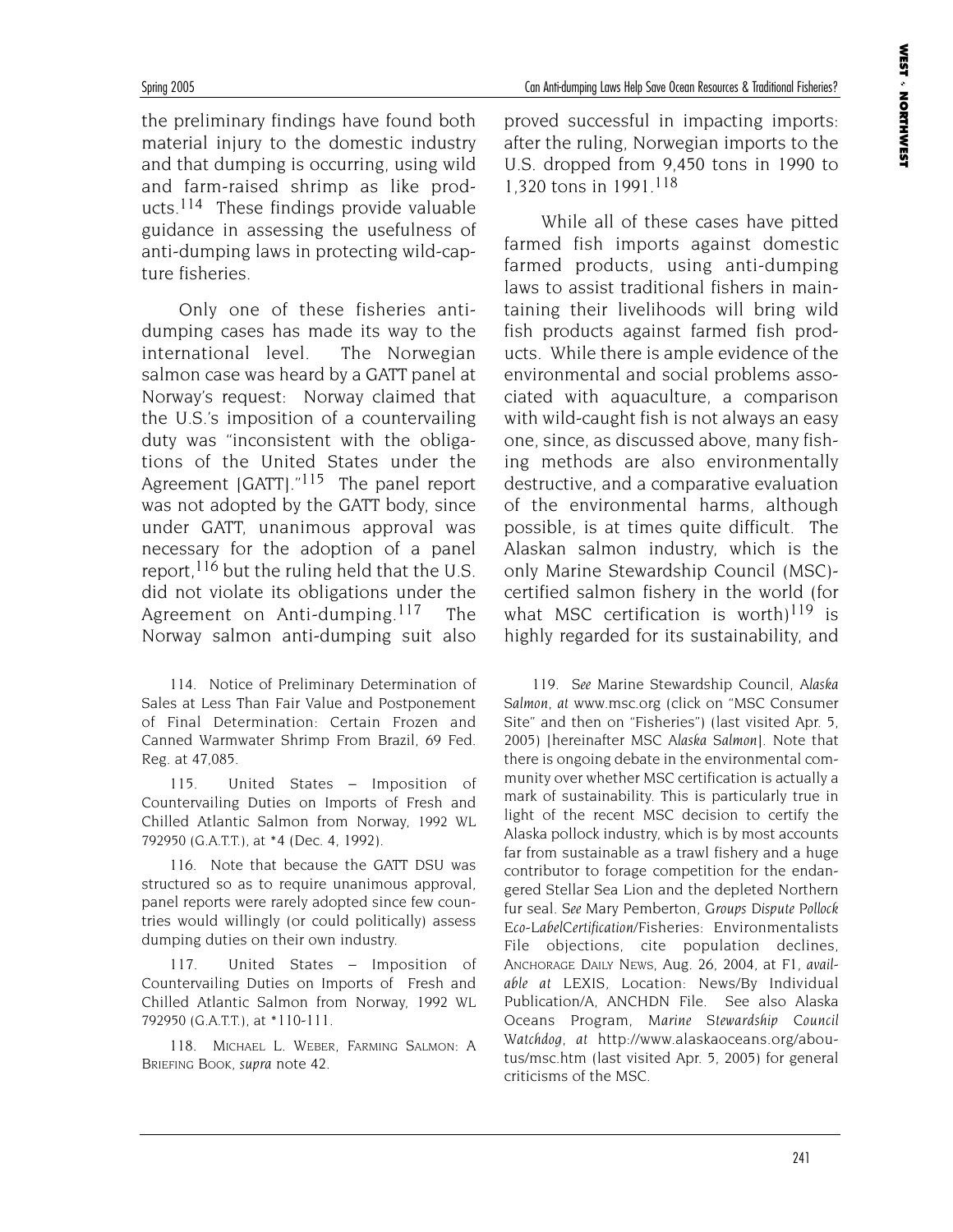the preliminary findings have found both material injury to the domestic industry and that dumping is occurring, using wild and farm-raised shrimp as like products.[114] These findings provide valuable guidance in assessing the usefulness of anti-dumping laws in protecting wild-capture fisheries.

Only one of these fisheries anti-dumping cases has made its way to the international level. The Norwegian salmon case was heard by a GATT panel at Norway's request: Norway claimed that the U.S.'s imposition of a countervailing duty was "inconsistent with the obligations of the United States under the Agreement [GATT]."[115] The panel report was not adopted by the GATT body, since under GATT, unanimous approval was necessary for the adoption of a panel report,[116] but the ruling held that the U.S. did not violate its obligations under the Agreement on Anti-dumping.[117] The Norway salmon anti-dumping suit also proved successful in impacting imports: after the ruling, Norwegian imports to the U.S. dropped from 9,450 tons in 1990 to 1,320 tons in 1991.[118]

While all of these cases have pitted farmed fish imports against domestic farmed products, using anti-dumping laws to assist traditional fishers in maintaining their livelihoods will bring wild fish products against farmed fish products. While there is ample evidence of the environmental and social problems associated with aquaculture, a comparison with wild-caught fish is not always an easy one, since, as discussed above, many fishing methods are also environmentally destructive, and a comparative evaluation of the environmental harms, although possible, is at times quite difficult. The Alaskan salmon industry, which is the only Marine Stewardship Council (MSC)-certified salmon fishery in the world (for what MSC certification is worth)[119] is highly regarded for its sustainability, and

114. Notice of Preliminary Determination of Sales at Less Than Fair Value and Postponement of Final Determination: Certain Frozen and Canned Warmwater Shrimp From Brazil, 69 Fed. Reg. at 47,085.

115. United States – Imposition of Countervailing Duties on Imports of Fresh and Chilled Atlantic Salmon from Norway, 1992 WL 792950 (G.A.T.T.), at *4 (Dec. 4, 1992).

116. Note that because the GATT DSU was structured so as to require unanimous approval, panel reports were rarely adopted since few countries would willingly (or could politically) assess dumping duties on their own industry.

117. United States – Imposition of Countervailing Duties on Imports of Fresh and Chilled Atlantic Salmon from Norway, 1992 WL 792950 (G.A.T.T.), at *110-111.

118. MICHAEL L. WEBER, FARMING SALMON: A BRIEFING BOOK, *supra* note 42.

119. *See* Marine Stewardship Council, *Alaska Salmon*, *at* www.msc.org (click on "MSC Consumer Site" and then on "Fisheries") (last visited Apr. 5, 2005) [hereinafter MSC *Alaska Salmon*]. Note that there is ongoing debate in the environmental community over whether MSC certification is actually a mark of sustainability. This is particularly true in light of the recent MSC decision to certify the Alaska pollock industry, which is by most accounts far from sustainable as a trawl fishery and a huge contributor to forage competition for the endangered Stellar Sea Lion and the depleted Northern fur seal. *See* Mary Pemberton, *Groups Dispute Pollock Eco-LabelCertification*/Fisheries: Environmentalists File objections, cite population declines, ANCHORAGE DAILY NEWS, Aug. 26, 2004, at F1, *available at* LEXIS, Location: News/By Individual Publication/A, ANCHDN File. See also Alaska Oceans Program, *Marine Stewardship Council Watchdog*, *at* http://www.alaskaoceans.org/aboutus/msc.htm (last visited Apr. 5, 2005) for general criticisms of the MSC.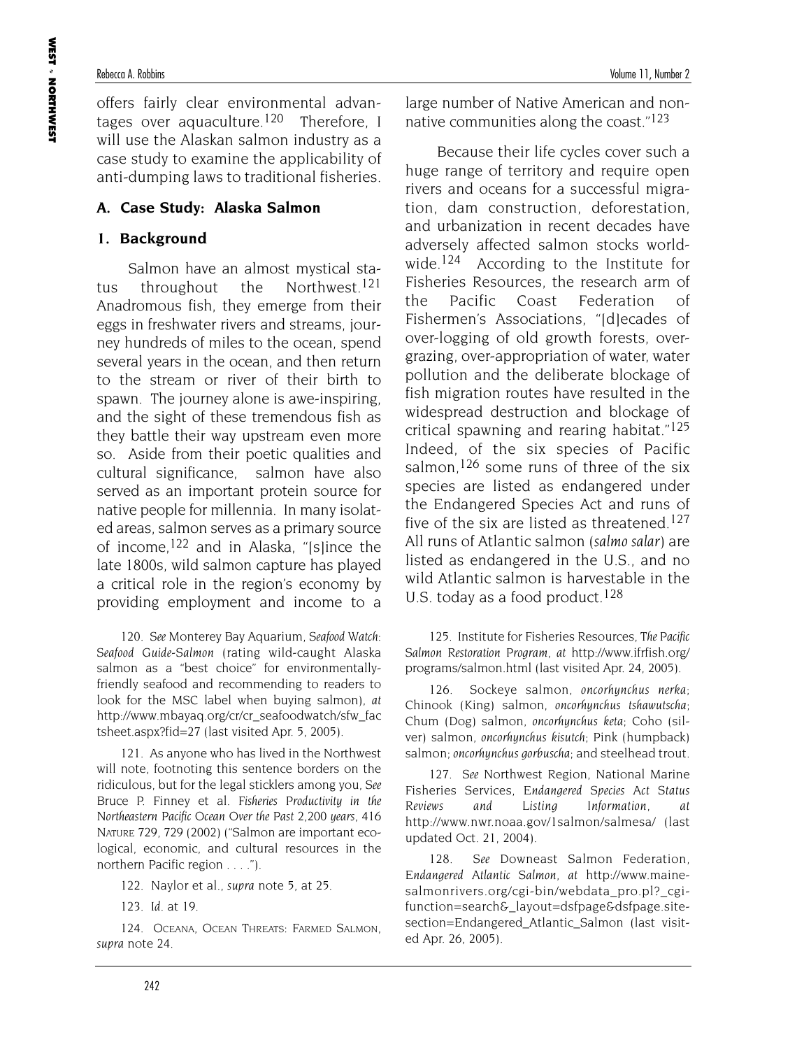offers fairly clear environmental advantages over aquaculture.[120] Therefore, I will use the Alaskan salmon industry as a case study to examine the applicability of anti-dumping laws to traditional fisheries.

### A. Case Study: Alaska Salmon

#### 1. Background

Salmon have an almost mystical status throughout the Northwest.[121] Anadromous fish, they emerge from their eggs in freshwater rivers and streams, journey hundreds of miles to the ocean, spend several years in the ocean, and then return to the stream or river of their birth to spawn. The journey alone is awe-inspiring, and the sight of these tremendous fish as they battle their way upstream even more so. Aside from their poetic qualities and cultural significance, salmon have also served as an important protein source for native people for millennia. In many isolated areas, salmon serves as a primary source of income,[122] and in Alaska, "[s]ince the late 1800s, wild salmon capture has played a critical role in the region's economy by providing employment and income to a large number of Native American and non-native communities along the coast."[123]

Because their life cycles cover such a huge range of territory and require open rivers and oceans for a successful migration, dam construction, deforestation, and urbanization in recent decades have adversely affected salmon stocks worldwide.[124] According to the Institute for Fisheries Resources, the research arm of the Pacific Coast Federation of Fishermen's Associations, "[d]ecades of over-logging of old growth forests, overgrazing, over-appropriation of water, water pollution and the deliberate blockage of fish migration routes have resulted in the widespread destruction and blockage of critical spawning and rearing habitat."[125] Indeed, of the six species of Pacific salmon,[126] some runs of three of the six species are listed as endangered under the Endangered Species Act and runs of five of the six are listed as threatened.[127] All runs of Atlantic salmon (*salmo salar*) are listed as endangered in the U.S., and no wild Atlantic salmon is harvestable in the U.S. today as a food product.[128]

---

120. *See* Monterey Bay Aquarium, *Seafood Watch: Seafood Guide-Salmon* (rating wild-caught Alaska salmon as a "best choice" for environmentally-friendly seafood and recommending to readers to look for the MSC label when buying salmon), *at* http://www.mbayaq.org/cr/cr_seafoodwatch/sfw_factsheet.aspx?fid=27 (last visited Apr. 5, 2005).

121. As anyone who has lived in the Northwest will note, footnoting this sentence borders on the ridiculous, but for the legal sticklers among you, *See* Bruce P. Finney et al. *Fisheries Productivity in the Northeastern Pacific Ocean Over the Past 2,200 years*, 416 NATURE 729, 729 (2002) ("Salmon are important ecological, economic, and cultural resources in the northern Pacific region . . . .").

122. Naylor et al., *supra* note 5, at 25.

123. *Id.* at 19.

124. OCEANA, OCEAN THREATS: FARMED SALMON, *supra* note 24.

125. Institute for Fisheries Resources, *The Pacific Salmon Restoration Program*, *at* http://www.ifrfish.org/programs/salmon.html (last visited Apr. 24, 2005).

126. Sockeye salmon, *oncorhynchus nerka*; Chinook (King) salmon, *oncorhynchus tshawutscha*; Chum (Dog) salmon, *oncorhynchus keta*; Coho (silver) salmon, *oncorhynchus kisutch*; Pink (humpback) salmon; *oncorhynchus gorbuscha*; and steelhead trout.

127. *See* Northwest Region, National Marine Fisheries Services, *Endangered Species Act Status Reviews and Listing Information*, *at* http://www.nwr.noaa.gov/1salmon/salmesa/ (last updated Oct. 21, 2004).

128. *See* Downeast Salmon Federation, *Endangered Atlantic Salmon*, *at* http://www.mainesalmonrivers.org/cgi-bin/webdata_pro.pl?_cgifunction=search&_layout=dsfpage&dsfpage.sitesection=Endangered_Atlantic_Salmon (last visited Apr. 26, 2005).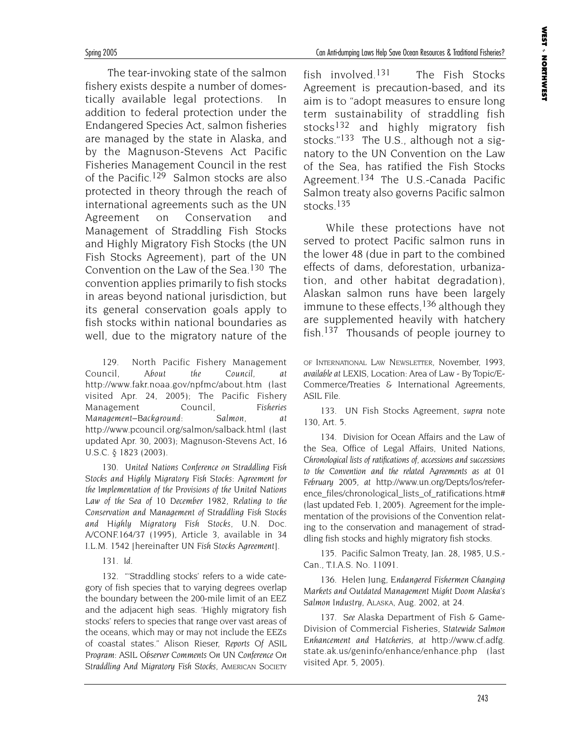The tear-invoking state of the salmon fishery exists despite a number of domestically available legal protections. In addition to federal protection under the Endangered Species Act, salmon fisheries are managed by the state in Alaska, and by the Magnuson-Stevens Act Pacific Fisheries Management Council in the rest of the Pacific.[129] Salmon stocks are also protected in theory through the reach of international agreements such as the UN Agreement on Conservation and Management of Straddling Fish Stocks and Highly Migratory Fish Stocks (the UN Fish Stocks Agreement), part of the UN Convention on the Law of the Sea.[130] The convention applies primarily to fish stocks in areas beyond national jurisdiction, but its general conservation goals apply to fish stocks within national boundaries as well, due to the migratory nature of the fish involved.[131] The Fish Stocks Agreement is precaution-based, and its aim is to "adopt measures to ensure long term sustainability of straddling fish stocks[132] and highly migratory fish stocks."[133] The U.S., although not a signatory to the UN Convention on the Law of the Sea, has ratified the Fish Stocks Agreement.[134] The U.S.-Canada Pacific Salmon treaty also governs Pacific salmon stocks.[135]

While these protections have not served to protect Pacific salmon runs in the lower 48 (due in part to the combined effects of dams, deforestation, urbanization, and other habitat degradation), Alaskan salmon runs have been largely immune to these effects,[136] although they are supplemented heavily with hatchery fish.[137] Thousands of people journey to

129. North Pacific Fishery Management Council, *About the Council*, *at* http://www.fakr.noaa.gov/npfmc/about.htm (last visited Apr. 24, 2005); The Pacific Fishery Management Council, *Fisheries Management–Background: Salmon*, *at* http://www.pcouncil.org/salmon/salback.html (last updated Apr. 30, 2003); Magnuson-Stevens Act, 16 U.S.C. § 1823 (2003).

130. *United Nations Conference on Straddling Fish Stocks and Highly Migratory Fish Stocks: Agreement for the Implementation of the Provisions of the United Nations Law of the Sea of 10 December 1982, Relating to the Conservation and Management of Straddling Fish Stocks and Highly Migratory Fish Stocks*, U.N. Doc. A/CONF.164/37 (1995), Article 3, available in 34 I.L.M. 1542 [hereinafter *UN Fish Stocks Agreement*].

131. *Id.*

132. "'Straddling stocks' refers to a wide category of fish species that to varying degrees overlap the boundary between the 200-mile limit of an EEZ and the adjacent high seas. 'Highly migratory fish stocks' refers to species that range over vast areas of the oceans, which may or may not include the EEZs of coastal states." Alison Rieser, *Reports Of ASIL Program: ASIL Observer Comments On UN Conference On Straddling And Migratory Fish Stocks*, AMERICAN SOCIETY OF INTERNATIONAL LAW NEWSLETTER, November, 1993, *available at* LEXIS, Location: Area of Law - By Topic/E-Commerce/Treaties & International Agreements, ASIL File.

133. UN Fish Stocks Agreement, *supra* note 130, Art. 5.

134. Division for Ocean Affairs and the Law of the Sea, Office of Legal Affairs, United Nations, *Chronological lists of ratifications of, accessions and successions to the Convention and the related Agreements as at 01 February 2005*, *at* http://www.un.org/Depts/los/reference_files/chronological_lists_of_ratifications.htm# (last updated Feb. 1, 2005). Agreement for the implementation of the provisions of the Convention relating to the conservation and management of straddling fish stocks and highly migratory fish stocks.

135. Pacific Salmon Treaty, Jan. 28, 1985, U.S.-Can., T.I.A.S. No. 11091.

136. Helen Jung, *Endangered Fishermen Changing Markets and Outdated Management Might Doom Alaska's Salmon Industry*, ALASKA, Aug. 2002, at 24.

137. *See* Alaska Department of Fish & Game-Division of Commercial Fisheries, *Statewide Salmon Enhancement and Hatcheries*, *at* http://www.cf.adfg.state.ak.us/geninfo/enhance/enhance.php (last visited Apr. 5, 2005).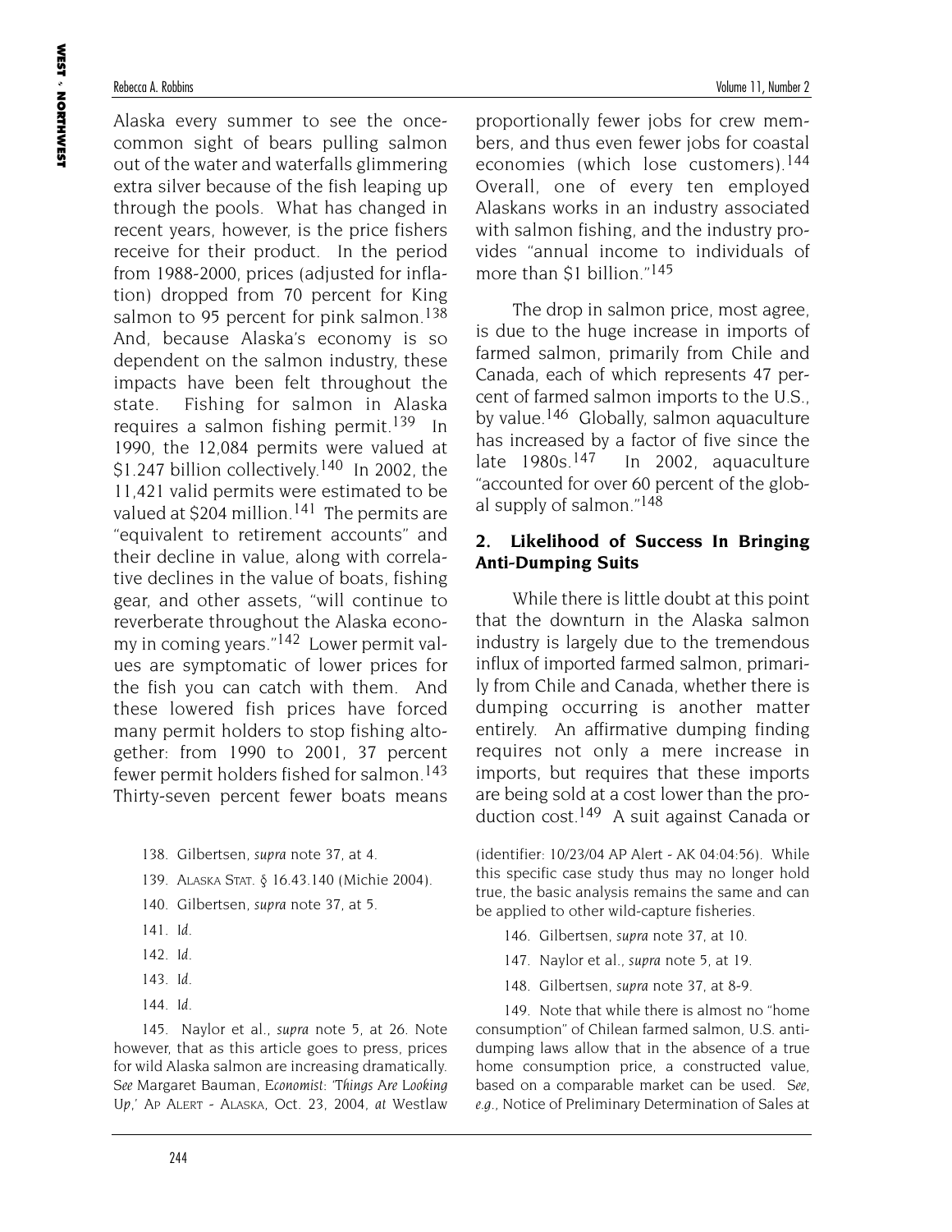Alaska every summer to see the once-common sight of bears pulling salmon out of the water and waterfalls glimmering extra silver because of the fish leaping up through the pools. What has changed in recent years, however, is the price fishers receive for their product. In the period from 1988-2000, prices (adjusted for inflation) dropped from 70 percent for King salmon to 95 percent for pink salmon.[138] And, because Alaska's economy is so dependent on the salmon industry, these impacts have been felt throughout the state. Fishing for salmon in Alaska requires a salmon fishing permit.[139] In 1990, the 12,084 permits were valued at $1.247 billion collectively.[140] In 2002, the 11,421 valid permits were estimated to be valued at $204 million.[141] The permits are "equivalent to retirement accounts" and their decline in value, along with relative declines in the value of boats, fishing gear, and other assets, "will continue to reverberate throughout the Alaska economy in coming years."[142] Lower permit values are symptomatic of lower prices for the fish you can catch with them. And these lowered fish prices have forced many permit holders to stop fishing altogether: from 1990 to 2001, 37 percent fewer permit holders fished for salmon.[143] Thirty-seven percent fewer boats means proportionally fewer jobs for crew members, and thus even fewer jobs for coastal economies (which lose customers).[144] Overall, one of every ten employed Alaskans works in an industry associated with salmon fishing, and the industry provides "annual income to individuals of more than $1 billion."[145]

The drop in salmon price, most agree, is due to the huge increase in imports of farmed salmon, primarily from Chile and Canada, each of which represents 47 percent of farmed salmon imports to the U.S., by value.[146] Globally, salmon aquaculture has increased by a factor of five since the late 1980s.[147] In 2002, aquaculture "accounted for over 60 percent of the global supply of salmon."[148]

## 2. Likelihood of Success In Bringing Anti-Dumping Suits

While there is little doubt at this point that the downturn in the Alaska salmon industry is largely due to the tremendous influx of imported farmed salmon, primarily from Chile and Canada, whether there is dumping occurring is another matter entirely. An affirmative dumping finding requires not only a mere increase in imports, but requires that these imports are being sold at a cost lower than the production cost.[149] A suit against Canada or

---

138. Gilbertsen, *supra* note 37, at 4.

139. ALASKA STAT. § 16.43.140 (Michie 2004).

140. Gilbertsen, *supra* note 37, at 5.

141. *Id.*

142. *Id.*

143. *Id.*

144. *Id.*

145. Naylor et al., *supra* note 5, at 26. Note however, that as this article goes to press, prices for wild Alaska salmon are increasing dramatically. *See* Margaret Bauman, *Economist: 'Things Are Looking Up,'* AP ALERT - ALASKA, Oct. 23, 2004, *at* Westlaw (identifier: 10/23/04 AP Alert - AK 04:04:56). While this specific case study thus may no longer hold true, the basic analysis remains the same and can be applied to other wild-capture fisheries.

146. Gilbertsen, *supra* note 37, at 10.

147. Naylor et al., *supra* note 5, at 19.

148. Gilbertsen, *supra* note 37, at 8-9.

149. Note that while there is almost no "home consumption" of Chilean farmed salmon, U.S. anti-dumping laws allow that in the absence of a true home consumption price, a constructed value, based on a comparable market can be used. *See, e.g.*, Notice of Preliminary Determination of Sales at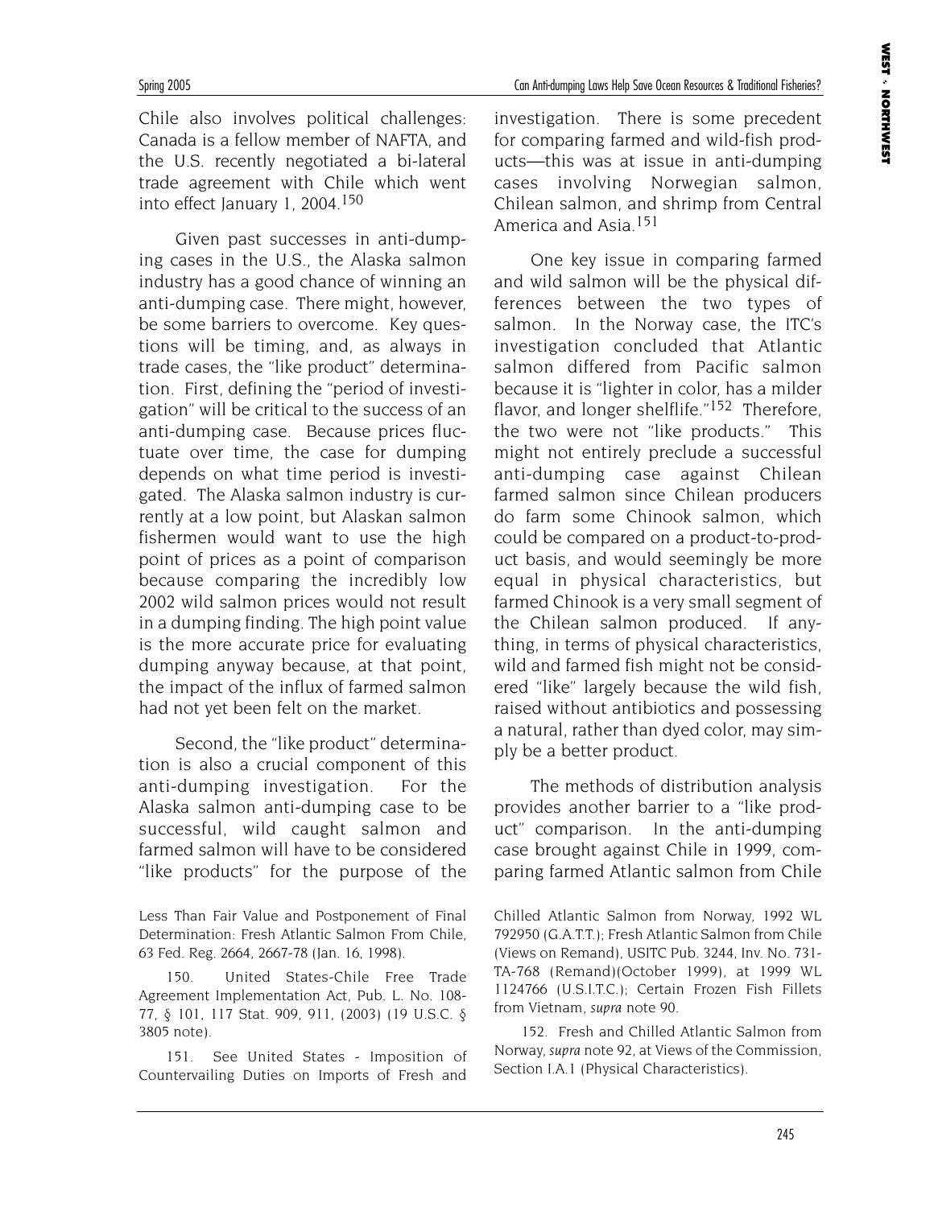Chile also involves political challenges: Canada is a fellow member of NAFTA, and the U.S. recently negotiated a bi-lateral trade agreement with Chile which went into effect January 1, 2004.[150]

Given past successes in anti-dumping cases in the U.S., the Alaska salmon industry has a good chance of winning an anti-dumping case. There might, however, be some barriers to overcome. Key questions will be timing, and, as always in trade cases, the "like product" determination. First, defining the "period of investigation" will be critical to the success of an anti-dumping case. Because prices fluctuate over time, the case for dumping depends on what time period is investigated. The Alaska salmon industry is currently at a low point, but Alaskan salmon fishermen would want to use the high point of prices as a point of comparison because comparing the incredibly low 2002 wild salmon prices would not result in a dumping finding. The high point value is the more accurate price for evaluating dumping anyway because, at that point, the impact of the influx of farmed salmon had not yet been felt on the market.

Second, the "like product" determination is also a crucial component of this anti-dumping investigation. For the Alaska salmon anti-dumping case to be successful, wild caught salmon and farmed salmon will have to be considered "like products" for the purpose of the investigation. There is some precedent for comparing farmed and wild-fish products—this was at issue in anti-dumping cases involving Norwegian salmon, Chilean salmon, and shrimp from Central America and Asia.[151]

One key issue in comparing farmed and wild salmon will be the physical differences between the two types of salmon. In the Norway case, the ITC's investigation concluded that Atlantic salmon differed from Pacific salmon because it is "lighter in color, has a milder flavor, and longer shelflife."[152] Therefore, the two were not "like products." This might not entirely preclude a successful anti-dumping case against Chilean farmed salmon since Chilean producers do farm some Chinook salmon, which could be compared on a product-to-product basis, and would seemingly be more equal in physical characteristics, but farmed Chinook is a very small segment of the Chilean salmon produced. If anything, in terms of physical characteristics, wild and farmed fish might not be considered "like" largely because the wild fish, raised without antibiotics and possessing a natural, rather than dyed color, may simply be a better product.

The methods of distribution analysis provides another barrier to a "like product" comparison. In the anti-dumping case brought against Chile in 1999, comparing farmed Atlantic salmon from Chile

---

Less Than Fair Value and Postponement of Final Determination: Fresh Atlantic Salmon From Chile, 63 Fed. Reg. 2664, 2667-78 (Jan. 16, 1998).

150. United States-Chile Free Trade Agreement Implementation Act, Pub. L. No. 108-77, § 101, 117 Stat. 909, 911, (2003) (19 U.S.C. § 3805 note).

151. See United States - Imposition of Countervailing Duties on Imports of Fresh and Chilled Atlantic Salmon from Norway, 1992 WL 792950 (G.A.T.T.); Fresh Atlantic Salmon from Chile (Views on Remand), USITC Pub. 3244, Inv. No. 731-TA-768 (Remand)(October 1999), at 1999 WL 1124766 (U.S.I.T.C.); Certain Frozen Fish Fillets from Vietnam, *supra* note 90.

152. Fresh and Chilled Atlantic Salmon from Norway, *supra* note 92, at Views of the Commission, Section I.A.1 (Physical Characteristics).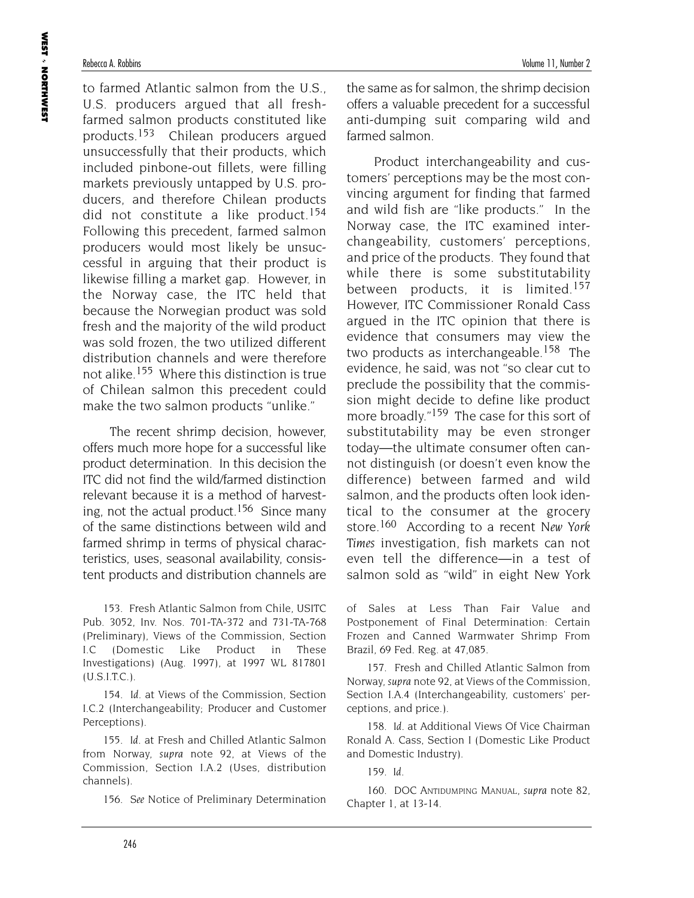to farmed Atlantic salmon from the U.S., U.S. producers argued that all fresh-farmed salmon products constituted like products.[153] Chilean producers argued unsuccessfully that their products, which included pinbone-out fillets, were filling markets previously untapped by U.S. producers, and therefore Chilean products did not constitute a like product.[154] Following this precedent, farmed salmon producers would most likely be unsuccessful in arguing that their product is likewise filling a market gap. However, in the Norway case, the ITC held that because the Norwegian product was sold fresh and the majority of the wild product was sold frozen, the two utilized different distribution channels and were therefore not alike.[155] Where this distinction is true of Chilean salmon this precedent could make the two salmon products "unlike."

The recent shrimp decision, however, offers much more hope for a successful like product determination. In this decision the ITC did not find the wild/farmed distinction relevant because it is a method of harvesting, not the actual product.[156] Since many of the same distinctions between wild and farmed shrimp in terms of physical characteristics, uses, seasonal availability, consistent products and distribution channels are the same as for salmon, the shrimp decision offers a valuable precedent for a successful anti-dumping suit comparing wild and farmed salmon.

Product interchangeability and customers' perceptions may be the most convincing argument for finding that farmed and wild fish are "like products." In the Norway case, the ITC examined interchangeability, customers' perceptions, and price of the products. They found that while there is some substitutability between products, it is limited.[157] However, ITC Commissioner Ronald Cass argued in the ITC opinion that there is evidence that consumers may view the two products as interchangeable.[158] The evidence, he said, was not "so clear cut to preclude the possibility that the commission might decide to define like product more broadly."[159] The case for this sort of substitutability may be even stronger today—the ultimate consumer often cannot distinguish (or doesn't even know the difference) between farmed and wild salmon, and the products often look identical to the consumer at the grocery store.[160] According to a recent *New York Times* investigation, fish markets can not even tell the difference—in a test of salmon sold as "wild" in eight New York

153. Fresh Atlantic Salmon from Chile, USITC Pub. 3052, Inv. Nos. 701-TA-372 and 731-TA-768 (Preliminary), Views of the Commission, Section I.C (Domestic Like Product in These Investigations) (Aug. 1997), at 1997 WL 817801 (U.S.I.T.C.).

154. *Id.* at Views of the Commission, Section I.C.2 (Interchangeability; Producer and Customer Perceptions).

155. *Id.* at Fresh and Chilled Atlantic Salmon from Norway, *supra* note 92, at Views of the Commission, Section I.A.2 (Uses, distribution channels).

156. *See* Notice of Preliminary Determination of Sales at Less Than Fair Value and Postponement of Final Determination: Certain Frozen and Canned Warmwater Shrimp From Brazil, 69 Fed. Reg. at 47,085.

157. Fresh and Chilled Atlantic Salmon from Norway, *supra* note 92, at Views of the Commission, Section I.A.4 (Interchangeability, customers' perceptions, and price.).

158. *Id.* at Additional Views Of Vice Chairman Ronald A. Cass, Section I (Domestic Like Product and Domestic Industry).

159. *Id.*

160. DOC ANTIDUMPING MANUAL, *supra* note 82, Chapter 1, at 13-14.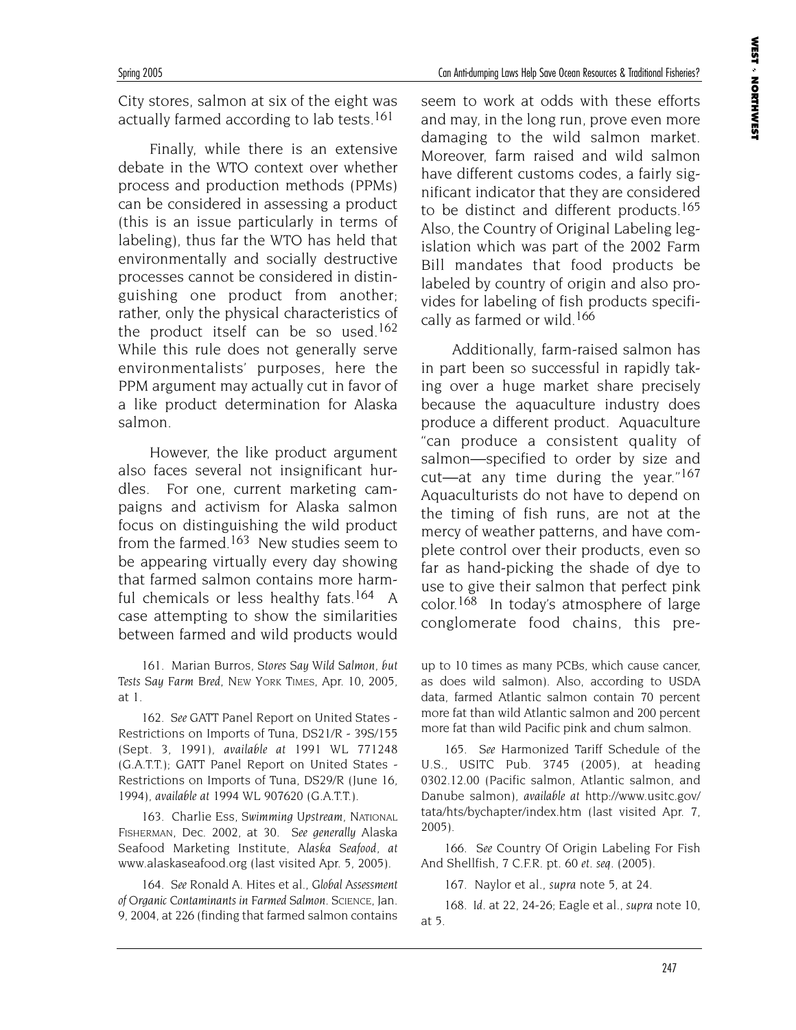City stores, salmon at six of the eight was actually farmed according to lab tests.[161]

Finally, while there is an extensive debate in the WTO context over whether process and production methods (PPMs) can be considered in assessing a product (this is an issue particularly in terms of labeling), thus far the WTO has held that environmentally and socially destructive processes cannot be considered in distinguishing one product from another; rather, only the physical characteristics of the product itself can be so used.[162] While this rule does not generally serve environmentalists' purposes, here the PPM argument may actually cut in favor of a like product determination for Alaska salmon.

However, the like product argument also faces several not insignificant hurdles. For one, current marketing campaigns and activism for Alaska salmon focus on distinguishing the wild product from the farmed.[163] New studies seem to be appearing virtually every day showing that farmed salmon contains more harmful chemicals or less healthy fats.[164] A case attempting to show the similarities between farmed and wild products would seem to work at odds with these efforts and may, in the long run, prove even more damaging to the wild salmon market. Moreover, farm raised and wild salmon have different customs codes, a fairly significant indicator that they are considered to be distinct and different products.[165] Also, the Country of Original Labeling legislation which was part of the 2002 Farm Bill mandates that food products be labeled by country of origin and also provides for labeling of fish products specifically as farmed or wild.[166]

Additionally, farm-raised salmon has in part been so successful in rapidly taking over a huge market share precisely because the aquaculture industry does produce a different product. Aquaculture "can produce a consistent quality of salmon—specified to order by size and cut—at any time during the year."[167] Aquaculturists do not have to depend on the timing of fish runs, are not at the mercy of weather patterns, and have complete control over their products, even so far as hand-picking the shade of dye to use to give their salmon that perfect pink color.[168] In today's atmosphere of large conglomerate food chains, this pre-

161. Marian Burros, *Stores Say Wild Salmon, but Tests Say Farm Bred*, NEW YORK TIMES, Apr. 10, 2005, at 1.

162. *See* GATT Panel Report on United States - Restrictions on Imports of Tuna, DS21/R - 39S/155 (Sept. 3, 1991), *available at* 1991 WL 771248 (G.A.T.T.); GATT Panel Report on United States - Restrictions on Imports of Tuna, DS29/R (June 16, 1994), *available at* 1994 WL 907620 (G.A.T.T.).

163. Charlie Ess, *Swimming Upstream*, NATIONAL FISHERMAN, Dec. 2002, at 30. *See generally* Alaska Seafood Marketing Institute, *Alaska Seafood*, *at* www.alaskaseafood.org (last visited Apr. 5, 2005).

164. *See* Ronald A. Hites et al., *Global Assessment of Organic Contaminants in Farmed Salmon*. SCIENCE, Jan. 9, 2004, at 226 (finding that farmed salmon contains up to 10 times as many PCBs, which cause cancer, as does wild salmon). Also, according to USDA data, farmed Atlantic salmon contain 70 percent more fat than wild Atlantic salmon and 200 percent more fat than wild Pacific pink and chum salmon.

165. *See* Harmonized Tariff Schedule of the U.S., USITC Pub. 3745 (2005), at heading 0302.12.00 (Pacific salmon, Atlantic salmon, and Danube salmon), *available at* http://www.usitc.gov/tata/hts/bychapter/index.htm (last visited Apr. 7, 2005).

166. *See* Country Of Origin Labeling For Fish And Shellfish, 7 C.F.R. pt. 60 *et. seq*. (2005).

167. Naylor et al., *supra* note 5, at 24.

168. *Id*. at 22, 24-26; Eagle et al., *supra* note 10, at 5.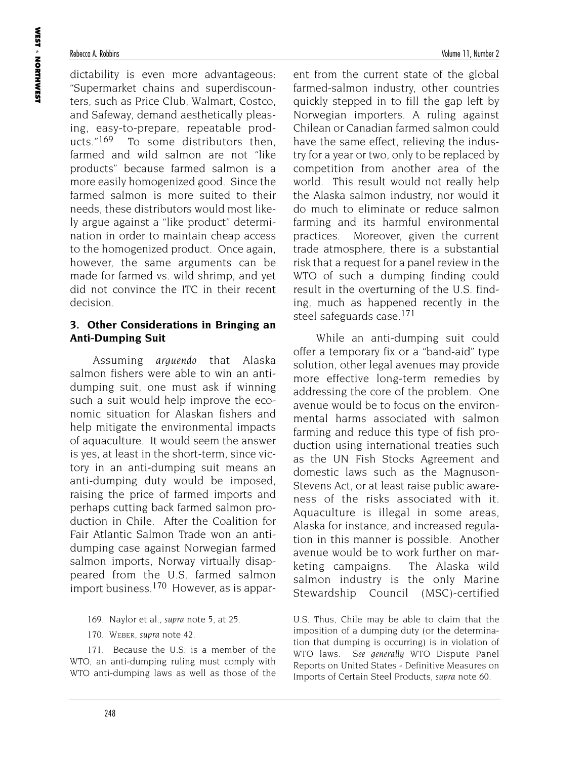dictability is even more advantageous: "Supermarket chains and superdiscounters, such as Price Club, Walmart, Costco, and Safeway, demand aesthetically pleasing, easy-to-prepare, repeatable products."[169] To some distributors then, farmed and wild salmon are not "like products" because farmed salmon is a more easily homogenized good. Since the farmed salmon is more suited to their needs, these distributors would most likely argue against a "like product" determination in order to maintain cheap access to the homogenized product. Once again, however, the same arguments can be made for farmed vs. wild shrimp, and yet did not convince the ITC in their recent decision.

### 3. Other Considerations in Bringing an Anti-Dumping Suit

Assuming *arguendo* that Alaska salmon fishers were able to win an anti-dumping suit, one must ask if winning such a suit would help improve the economic situation for Alaskan fishers and help mitigate the environmental impacts of aquaculture. It would seem the answer is yes, at least in the short-term, since victory in an anti-dumping suit means an anti-dumping duty would be imposed, raising the price of farmed imports and perhaps cutting back farmed salmon production in Chile. After the Coalition for Fair Atlantic Salmon Trade won an anti-dumping case against Norwegian farmed salmon imports, Norway virtually disappeared from the U.S. farmed salmon import business.[170] However, as is apparent from the current state of the global farmed-salmon industry, other countries quickly stepped in to fill the gap left by Norwegian importers. A ruling against Chilean or Canadian farmed salmon could have the same effect, relieving the industry for a year or two, only to be replaced by competition from another area of the world. This result would not really help the Alaska salmon industry, nor would it do much to eliminate or reduce salmon farming and its harmful environmental practices. Moreover, given the current trade atmosphere, there is a substantial risk that a request for a panel review in the WTO of such a dumping finding could result in the overturning of the U.S. finding, much as happened recently in the steel safeguards case.[171]

While an anti-dumping suit could offer a temporary fix or a "band-aid" type solution, other legal avenues may provide more effective long-term remedies by addressing the core of the problem. One avenue would be to focus on the environmental harms associated with salmon farming and reduce this type of fish production using international treaties such as the UN Fish Stocks Agreement and domestic laws such as the Magnuson-Stevens Act, or at least raise public awareness of the risks associated with it. Aquaculture is illegal in some areas, Alaska for instance, and increased regulation in this manner is possible. Another avenue would be to work further on marketing campaigns. The Alaska wild salmon industry is the only Marine Stewardship Council (MSC)-certified

169. Naylor et al., *supra* note 5, at 25.

170. WEBER, *supra* note 42.

171. Because the U.S. is a member of the WTO, an anti-dumping ruling must comply with WTO anti-dumping laws as well as those of the U.S. Thus, Chile may be able to claim that the imposition of a dumping duty (or the determination that dumping is occurring) is in violation of WTO laws. *See generally* WTO Dispute Panel Reports on United States - Definitive Measures on Imports of Certain Steel Products, *supra* note 60.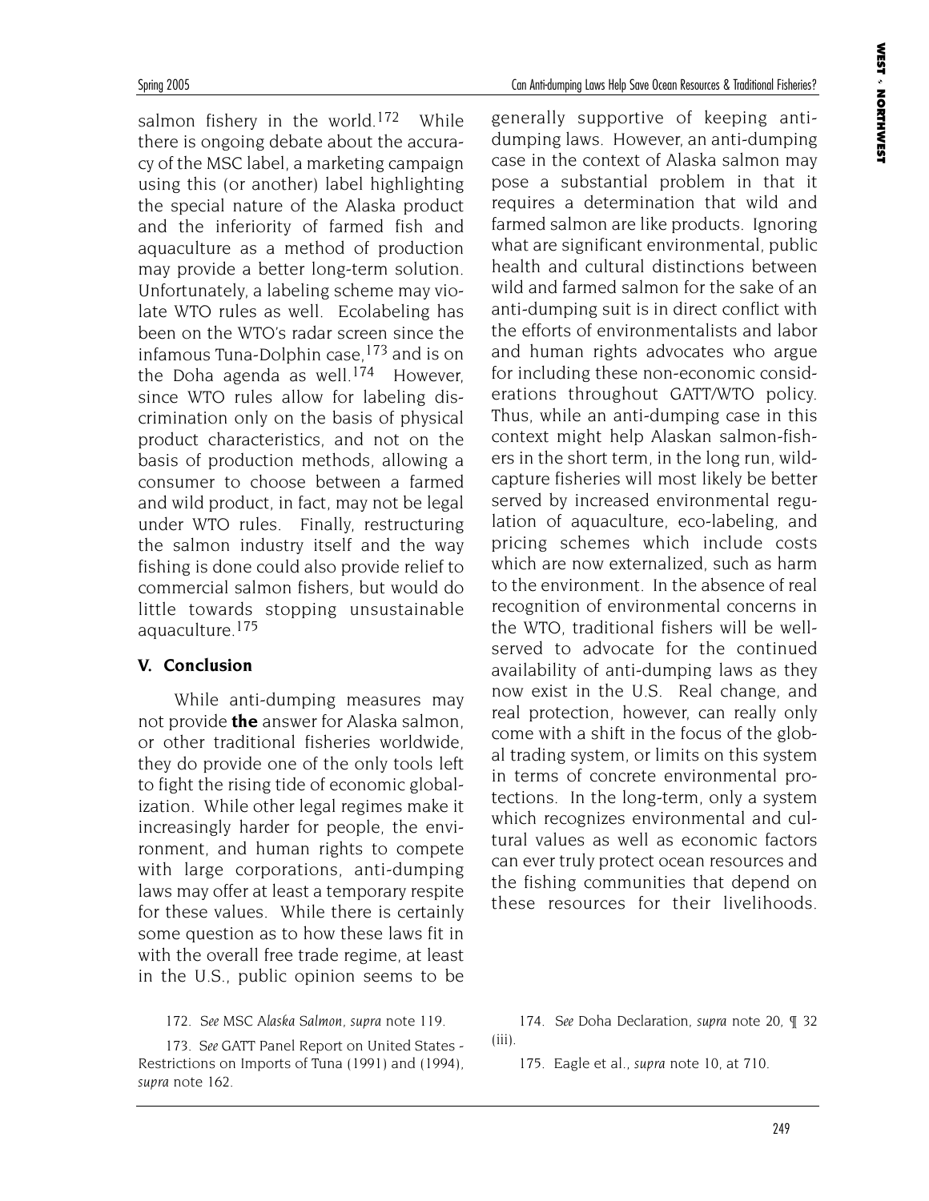salmon fishery in the world.[172] While there is ongoing debate about the accuracy of the MSC label, a marketing campaign using this (or another) label highlighting the special nature of the Alaska product and the inferiority of farmed fish and aquaculture as a method of production may provide a better long-term solution. Unfortunately, a labeling scheme may violate WTO rules as well. Ecolabeling has been on the WTO's radar screen since the infamous Tuna-Dolphin case,[173] and is on the Doha agenda as well.[174] However, since WTO rules allow for labeling discrimination only on the basis of physical product characteristics, and not on the basis of production methods, allowing a consumer to choose between a farmed and wild product, in fact, may not be legal under WTO rules. Finally, restructuring the salmon industry itself and the way fishing is done could also provide relief to commercial salmon fishers, but would do little towards stopping unsustainable aquaculture.[175]

## V. Conclusion

While anti-dumping measures may not provide **the** answer for Alaska salmon, or other traditional fisheries worldwide, they do provide one of the only tools left to fight the rising tide of economic globalization. While other legal regimes make it increasingly harder for people, the environment, and human rights to compete with large corporations, anti-dumping laws may offer at least a temporary respite for these values. While there is certainly some question as to how these laws fit in with the overall free trade regime, at least in the U.S., public opinion seems to be generally supportive of keeping anti-dumping laws. However, an anti-dumping case in the context of Alaska salmon may pose a substantial problem in that it requires a determination that wild and farmed salmon are like products. Ignoring what are significant environmental, public health and cultural distinctions between wild and farmed salmon for the sake of an anti-dumping suit is in direct conflict with the efforts of environmentalists and labor and human rights advocates who argue for including these non-economic considerations throughout GATT/WTO policy. Thus, while an anti-dumping case in this context might help Alaskan salmon-fishers in the short term, in the long run, wild-capture fisheries will most likely be better served by increased environmental regulation of aquaculture, eco-labeling, and pricing schemes which include costs which are now externalized, such as harm to the environment. In the absence of real recognition of environmental concerns in the WTO, traditional fishers will be well-served to advocate for the continued availability of anti-dumping laws as they now exist in the U.S. Real change, and real protection, however, can really only come with a shift in the focus of the global trading system, or limits on this system in terms of concrete environmental protections. In the long-term, only a system which recognizes environmental and cultural values as well as economic factors can ever truly protect ocean resources and the fishing communities that depend on these resources for their livelihoods.

---

172. *See* MSC *Alaska Salmon*, *supra* note 119.

173. *See* GATT Panel Report on United States - Restrictions on Imports of Tuna (1991) and (1994), *supra* note 162.

174. *See* Doha Declaration, *supra* note 20, ¶ 32 (iii).

175. Eagle et al., *supra* note 10, at 710.